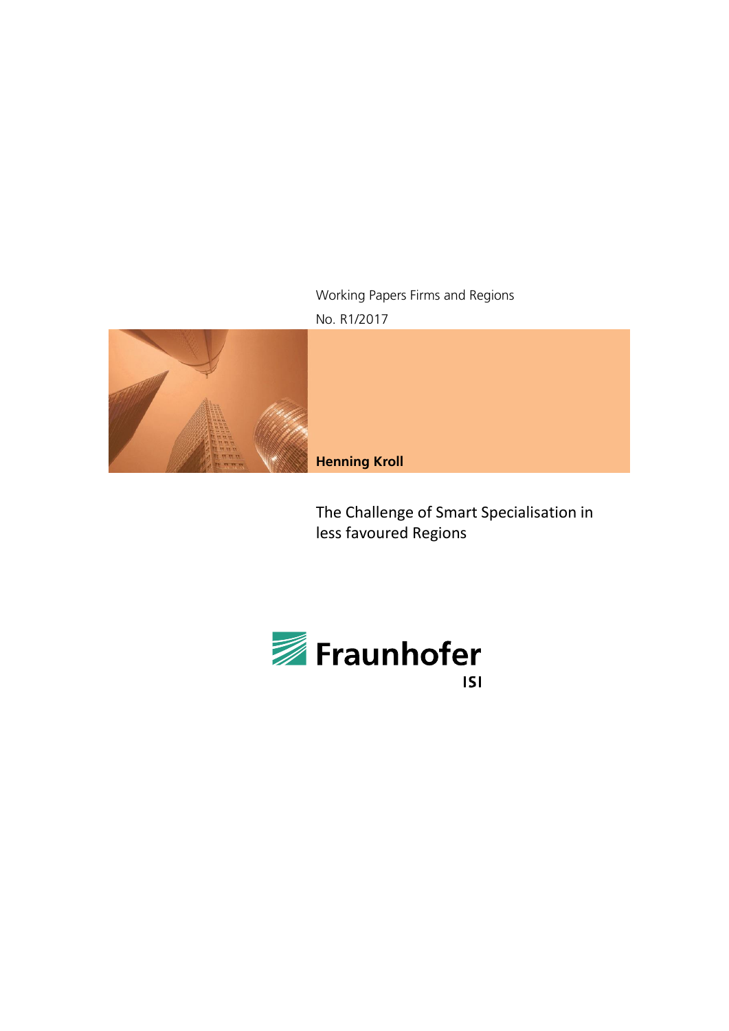Working Papers Firms and Regions

No. R1/2017

**Henning Kroll**

# The Challenge of Smart Specialisation in less favoured Regions

Fraunhofer

ISI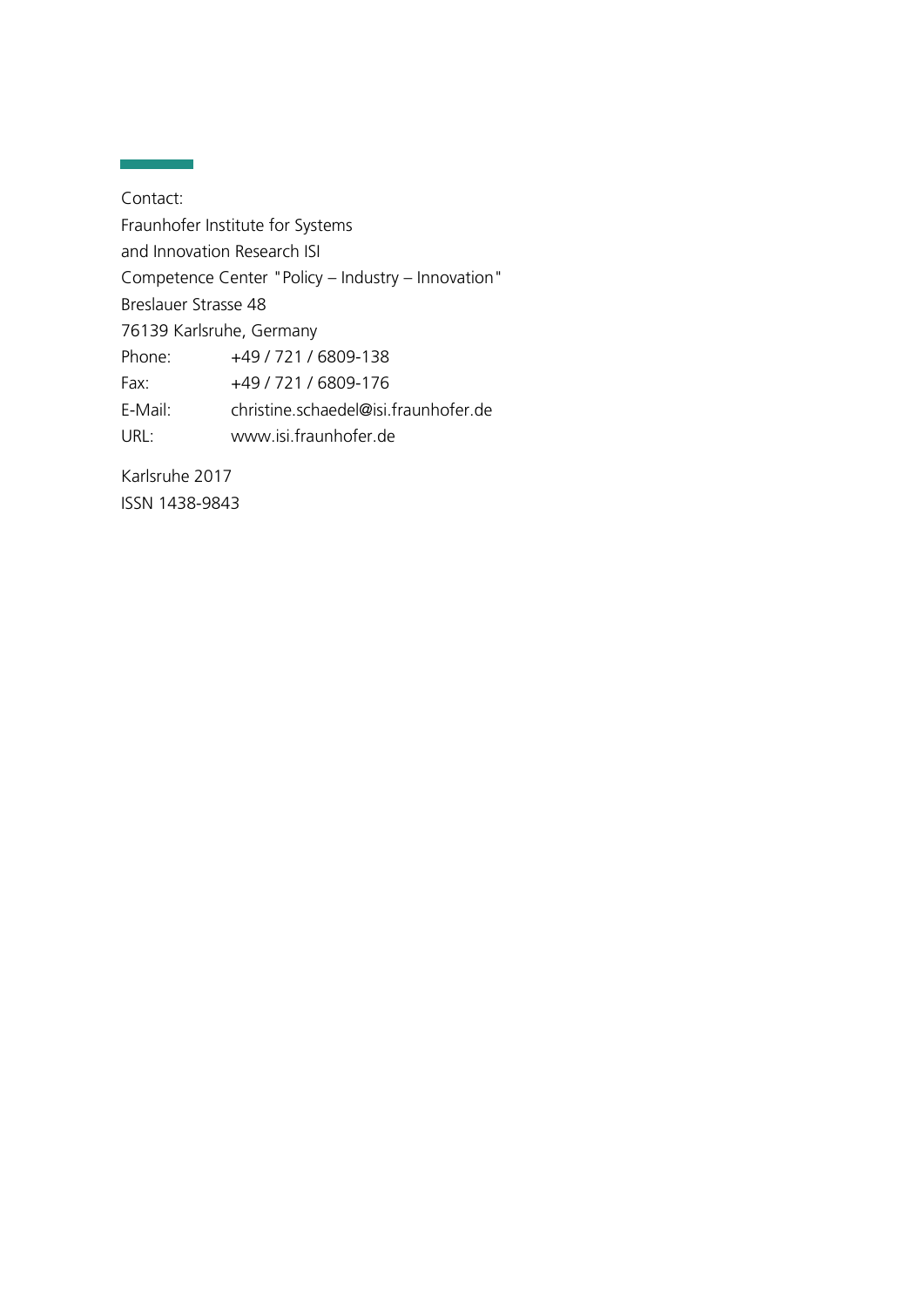Contact:

Fraunhofer Institute for Systems
and Innovation Research ISI
Competence Center "Policy – Industry – Innovation"
Breslauer Strasse 48
76139 Karlsruhe, Germany

| | |
|---|---|
| Phone: | +49 / 721 / 6809-138 |
| Fax: | +49 / 721 / 6809-176 |
| E-Mail: | christine.schaedel@isi.fraunhofer.de |
| URL: | www.isi.fraunhofer.de |

Karlsruhe 2017
ISSN 1438-9843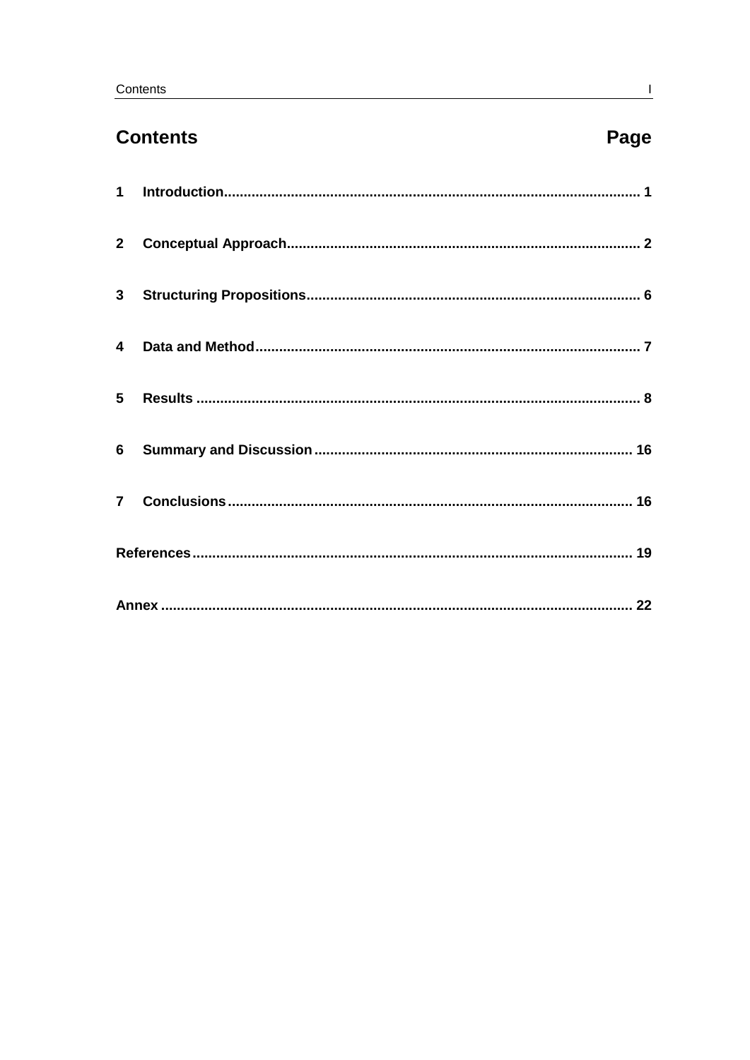# Contents

| | Page |
|---|---|
| 1 Introduction | 1 |
| 2 Conceptual Approach | 2 |
| 3 Structuring Propositions | 6 |
| 4 Data and Method | 7 |
| 5 Results | 8 |
| 6 Summary and Discussion | 16 |
| 7 Conclusions | 16 |
| References | 19 |
| Annex | 22 |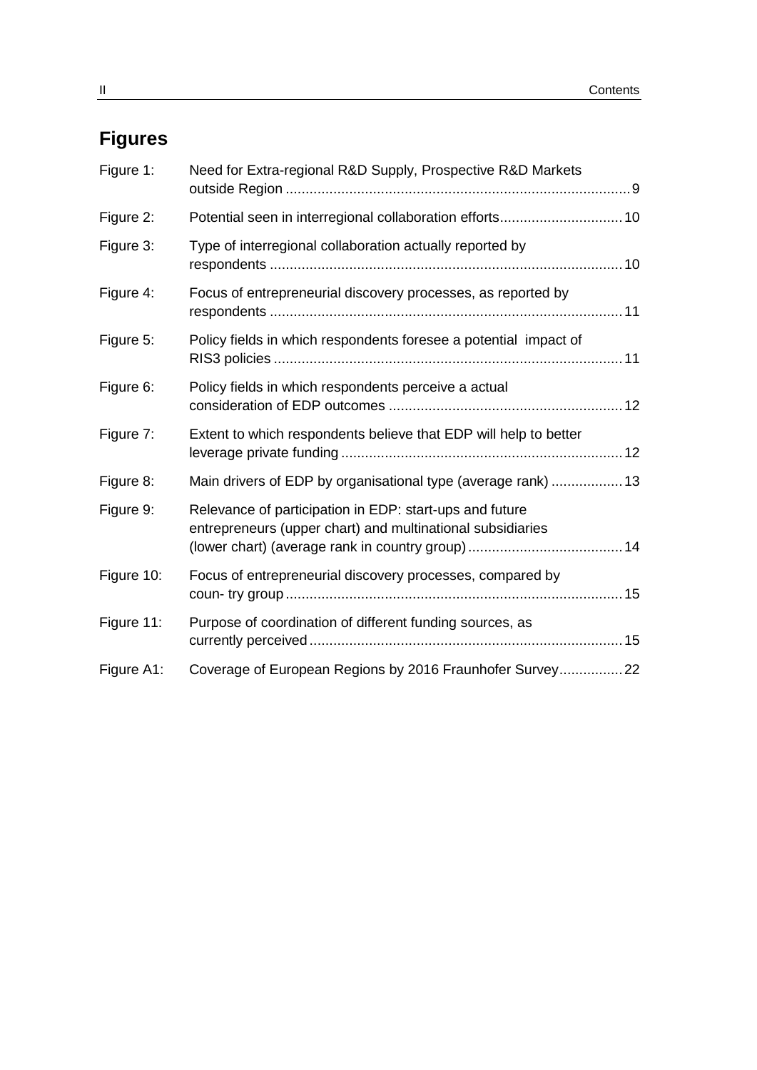## Figures

| | | |
|---|---|---|
| Figure 1: | Need for Extra-regional R&D Supply, Prospective R&D Markets outside Region | 9 |
| Figure 2: | Potential seen in interregional collaboration efforts | 10 |
| Figure 3: | Type of interregional collaboration actually reported by respondents | 10 |
| Figure 4: | Focus of entrepreneurial discovery processes, as reported by respondents | 11 |
| Figure 5: | Policy fields in which respondents foresee a potential impact of RIS3 policies | 11 |
| Figure 6: | Policy fields in which respondents perceive a actual consideration of EDP outcomes | 12 |
| Figure 7: | Extent to which respondents believe that EDP will help to better leverage private funding | 12 |
| Figure 8: | Main drivers of EDP by organisational type (average rank) | 13 |
| Figure 9: | Relevance of participation in EDP: start-ups and future entrepreneurs (upper chart) and multinational subsidiaries (lower chart) (average rank in country group) | 14 |
| Figure 10: | Focus of entrepreneurial discovery processes, compared by coun- try group | 15 |
| Figure 11: | Purpose of coordination of different funding sources, as currently perceived | 15 |
| Figure A1: | Coverage of European Regions by 2016 Fraunhofer Survey | 22 |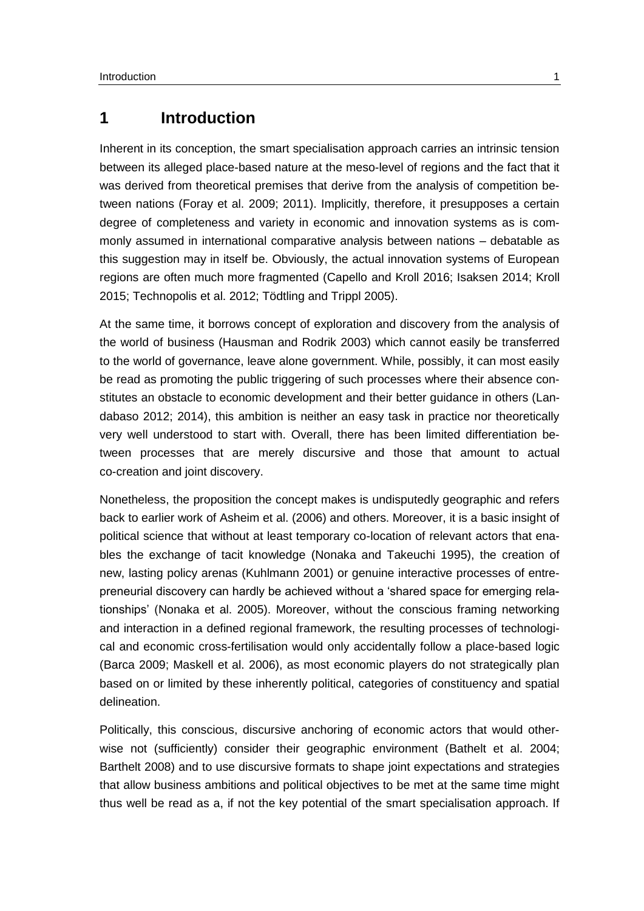# 1 Introduction

Inherent in its conception, the smart specialisation approach carries an intrinsic tension between its alleged place-based nature at the meso-level of regions and the fact that it was derived from theoretical premises that derive from the analysis of competition between nations (Foray et al. 2009; 2011). Implicitly, therefore, it presupposes a certain degree of completeness and variety in economic and innovation systems as is commonly assumed in international comparative analysis between nations – debatable as this suggestion may in itself be. Obviously, the actual innovation systems of European regions are often much more fragmented (Capello and Kroll 2016; Isaksen 2014; Kroll 2015; Technopolis et al. 2012; Tödtling and Trippl 2005).

At the same time, it borrows concept of exploration and discovery from the analysis of the world of business (Hausman and Rodrik 2003) which cannot easily be transferred to the world of governance, leave alone government. While, possibly, it can most easily be read as promoting the public triggering of such processes where their absence constitutes an obstacle to economic development and their better guidance in others (Landabaso 2012; 2014), this ambition is neither an easy task in practice nor theoretically very well understood to start with. Overall, there has been limited differentiation between processes that are merely discursive and those that amount to actual co-creation and joint discovery.

Nonetheless, the proposition the concept makes is undisputedly geographic and refers back to earlier work of Asheim et al. (2006) and others. Moreover, it is a basic insight of political science that without at least temporary co-location of relevant actors that enables the exchange of tacit knowledge (Nonaka and Takeuchi 1995), the creation of new, lasting policy arenas (Kuhlmann 2001) or genuine interactive processes of entrepreneurial discovery can hardly be achieved without a 'shared space for emerging relationships' (Nonaka et al. 2005). Moreover, without the conscious framing networking and interaction in a defined regional framework, the resulting processes of technological and economic cross-fertilisation would only accidentally follow a place-based logic (Barca 2009; Maskell et al. 2006), as most economic players do not strategically plan based on or limited by these inherently political, categories of constituency and spatial delineation.

Politically, this conscious, discursive anchoring of economic actors that would otherwise not (sufficiently) consider their geographic environment (Bathelt et al. 2004; Barthelt 2008) and to use discursive formats to shape joint expectations and strategies that allow business ambitions and political objectives to be met at the same time might thus well be read as a, if not the key potential of the smart specialisation approach. If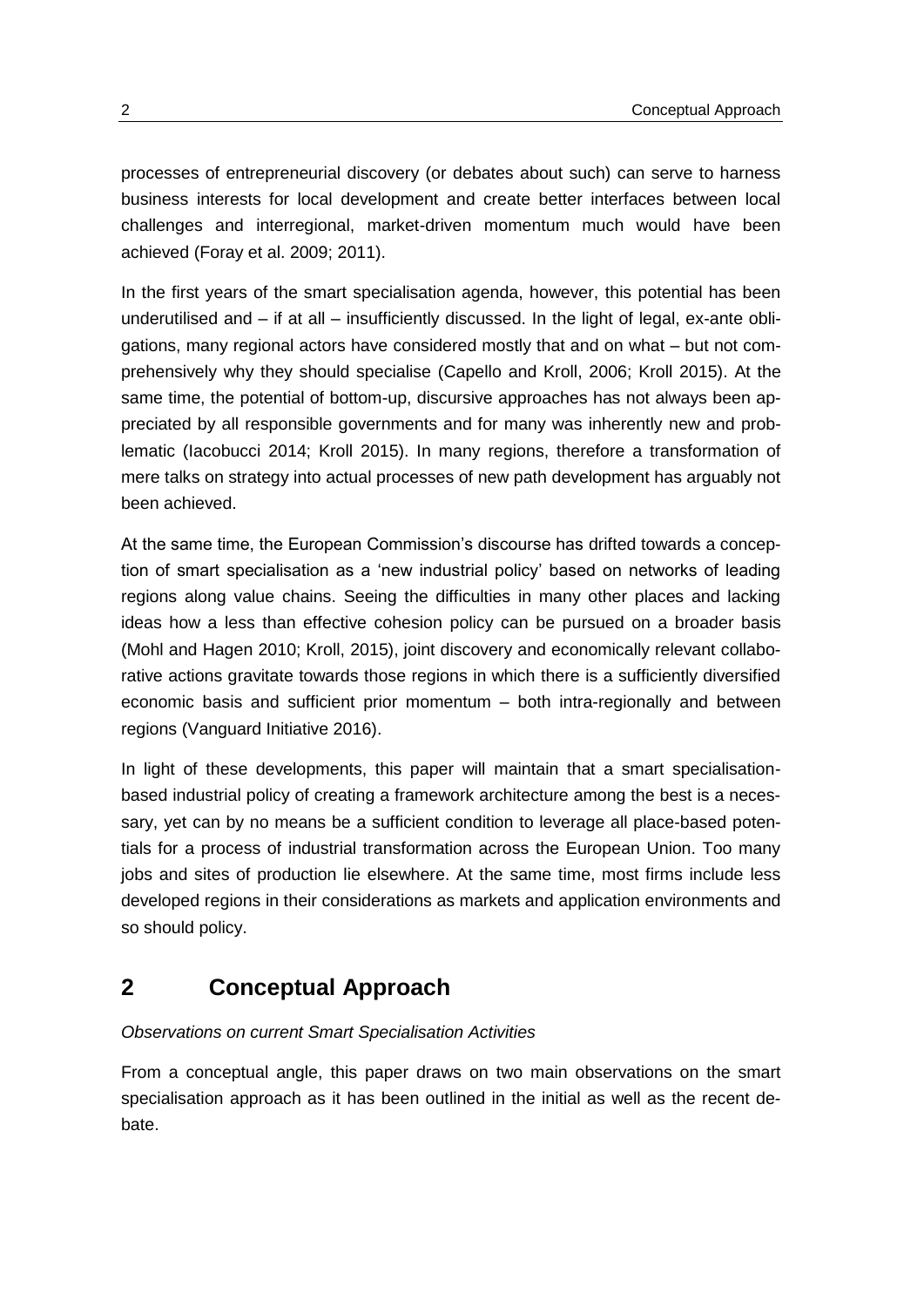processes of entrepreneurial discovery (or debates about such) can serve to harness business interests for local development and create better interfaces between local challenges and interregional, market-driven momentum much would have been achieved (Foray et al. 2009; 2011).

In the first years of the smart specialisation agenda, however, this potential has been underutilised and – if at all – insufficiently discussed. In the light of legal, ex-ante obligations, many regional actors have considered mostly that and on what – but not comprehensively why they should specialise (Capello and Kroll, 2006; Kroll 2015). At the same time, the potential of bottom-up, discursive approaches has not always been appreciated by all responsible governments and for many was inherently new and problematic (Iacobucci 2014; Kroll 2015). In many regions, therefore a transformation of mere talks on strategy into actual processes of new path development has arguably not been achieved.

At the same time, the European Commission's discourse has drifted towards a conception of smart specialisation as a 'new industrial policy' based on networks of leading regions along value chains. Seeing the difficulties in many other places and lacking ideas how a less than effective cohesion policy can be pursued on a broader basis (Mohl and Hagen 2010; Kroll, 2015), joint discovery and economically relevant collaborative actions gravitate towards those regions in which there is a sufficiently diversified economic basis and sufficient prior momentum – both intra-regionally and between regions (Vanguard Initiative 2016).

In light of these developments, this paper will maintain that a smart specialisation-based industrial policy of creating a framework architecture among the best is a necessary, yet can by no means be a sufficient condition to leverage all place-based potentials for a process of industrial transformation across the European Union. Too many jobs and sites of production lie elsewhere. At the same time, most firms include less developed regions in their considerations as markets and application environments and so should policy.

## 2 Conceptual Approach

*Observations on current Smart Specialisation Activities*

From a conceptual angle, this paper draws on two main observations on the smart specialisation approach as it has been outlined in the initial as well as the recent debate.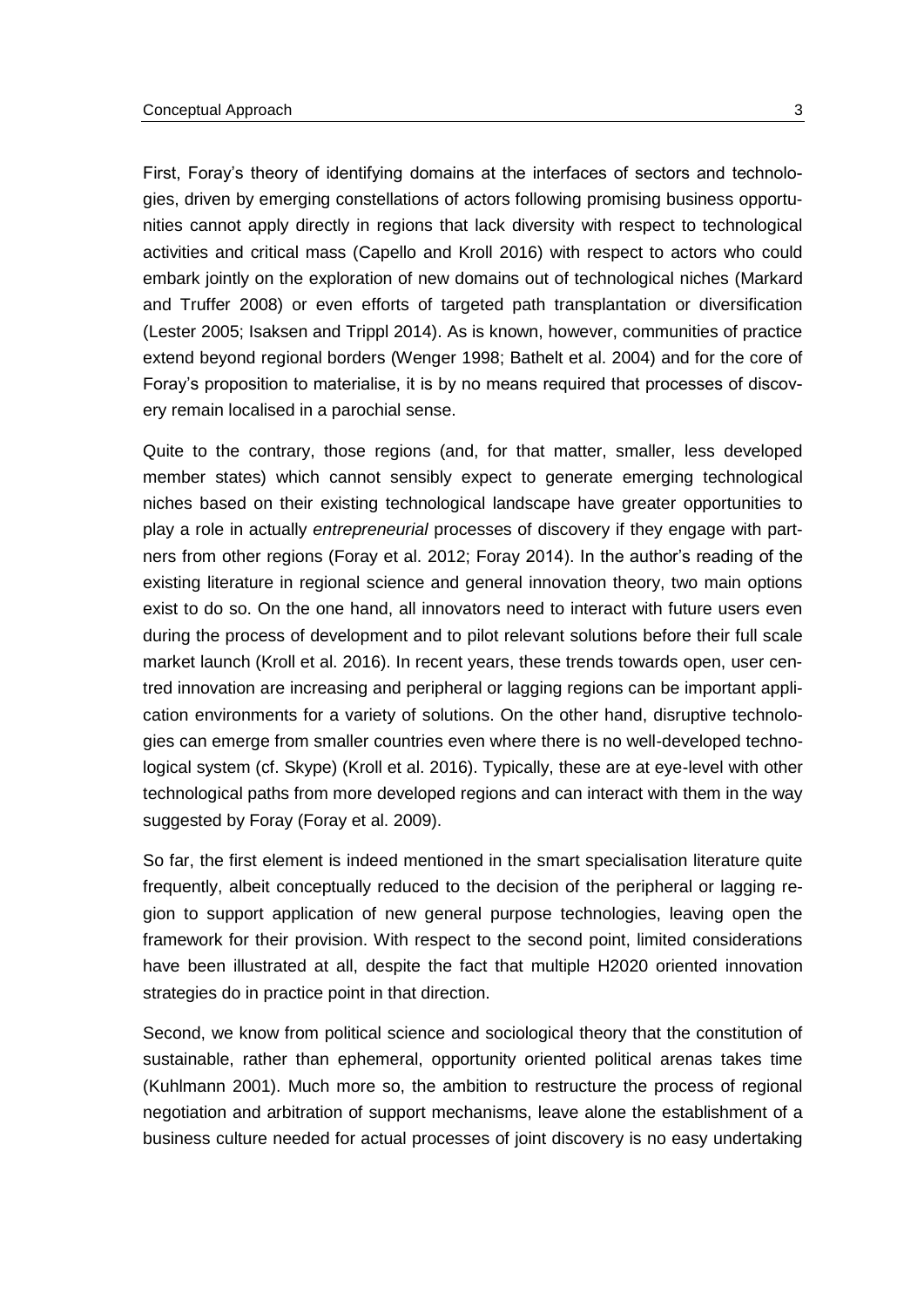First, Foray's theory of identifying domains at the interfaces of sectors and technologies, driven by emerging constellations of actors following promising business opportunities cannot apply directly in regions that lack diversity with respect to technological activities and critical mass (Capello and Kroll 2016) with respect to actors who could embark jointly on the exploration of new domains out of technological niches (Markard and Truffer 2008) or even efforts of targeted path transplantation or diversification (Lester 2005; Isaksen and Trippl 2014). As is known, however, communities of practice extend beyond regional borders (Wenger 1998; Bathelt et al. 2004) and for the core of Foray's proposition to materialise, it is by no means required that processes of discovery remain localised in a parochial sense.

Quite to the contrary, those regions (and, for that matter, smaller, less developed member states) which cannot sensibly expect to generate emerging technological niches based on their existing technological landscape have greater opportunities to play a role in actually *entrepreneurial* processes of discovery if they engage with partners from other regions (Foray et al. 2012; Foray 2014). In the author's reading of the existing literature in regional science and general innovation theory, two main options exist to do so. On the one hand, all innovators need to interact with future users even during the process of development and to pilot relevant solutions before their full scale market launch (Kroll et al. 2016). In recent years, these trends towards open, user centred innovation are increasing and peripheral or lagging regions can be important application environments for a variety of solutions. On the other hand, disruptive technologies can emerge from smaller countries even where there is no well-developed technological system (cf. Skype) (Kroll et al. 2016). Typically, these are at eye-level with other technological paths from more developed regions and can interact with them in the way suggested by Foray (Foray et al. 2009).

So far, the first element is indeed mentioned in the smart specialisation literature quite frequently, albeit conceptually reduced to the decision of the peripheral or lagging region to support application of new general purpose technologies, leaving open the framework for their provision. With respect to the second point, limited considerations have been illustrated at all, despite the fact that multiple H2020 oriented innovation strategies do in practice point in that direction.

Second, we know from political science and sociological theory that the constitution of sustainable, rather than ephemeral, opportunity oriented political arenas takes time (Kuhlmann 2001). Much more so, the ambition to restructure the process of regional negotiation and arbitration of support mechanisms, leave alone the establishment of a business culture needed for actual processes of joint discovery is no easy undertaking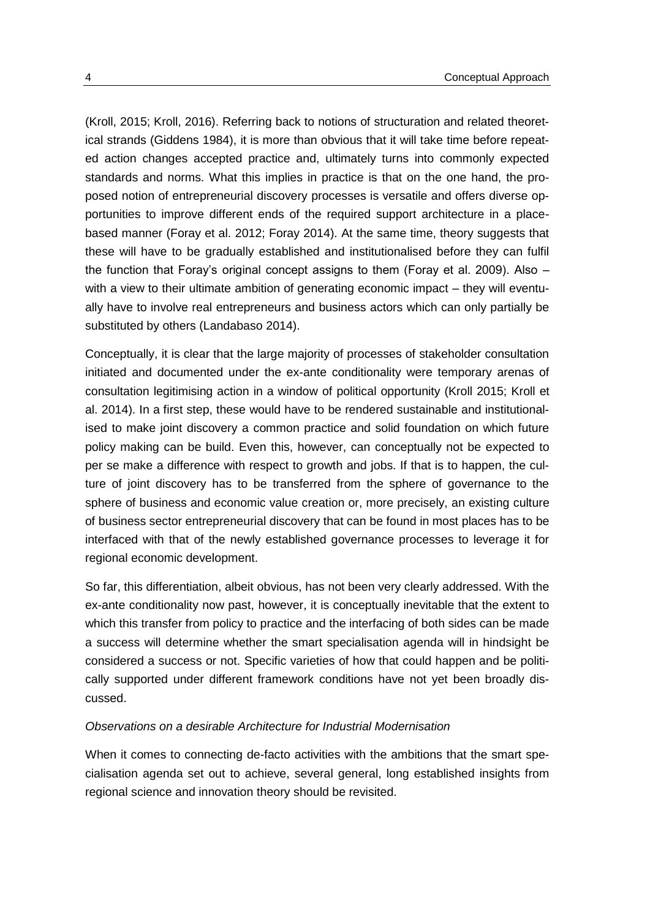(Kroll, 2015; Kroll, 2016). Referring back to notions of structuration and related theoretical strands (Giddens 1984), it is more than obvious that it will take time before repeated action changes accepted practice and, ultimately turns into commonly expected standards and norms. What this implies in practice is that on the one hand, the proposed notion of entrepreneurial discovery processes is versatile and offers diverse opportunities to improve different ends of the required support architecture in a place-based manner (Foray et al. 2012; Foray 2014). At the same time, theory suggests that these will have to be gradually established and institutionalised before they can fulfil the function that Foray's original concept assigns to them (Foray et al. 2009). Also – with a view to their ultimate ambition of generating economic impact – they will eventually have to involve real entrepreneurs and business actors which can only partially be substituted by others (Landabaso 2014).

Conceptually, it is clear that the large majority of processes of stakeholder consultation initiated and documented under the ex-ante conditionality were temporary arenas of consultation legitimising action in a window of political opportunity (Kroll 2015; Kroll et al. 2014). In a first step, these would have to be rendered sustainable and institutionalised to make joint discovery a common practice and solid foundation on which future policy making can be build. Even this, however, can conceptually not be expected to per se make a difference with respect to growth and jobs. If that is to happen, the culture of joint discovery has to be transferred from the sphere of governance to the sphere of business and economic value creation or, more precisely, an existing culture of business sector entrepreneurial discovery that can be found in most places has to be interfaced with that of the newly established governance processes to leverage it for regional economic development.

So far, this differentiation, albeit obvious, has not been very clearly addressed. With the ex-ante conditionality now past, however, it is conceptually inevitable that the extent to which this transfer from policy to practice and the interfacing of both sides can be made a success will determine whether the smart specialisation agenda will in hindsight be considered a success or not. Specific varieties of how that could happen and be politically supported under different framework conditions have not yet been broadly discussed.

*Observations on a desirable Architecture for Industrial Modernisation*

When it comes to connecting de-facto activities with the ambitions that the smart specialisation agenda set out to achieve, several general, long established insights from regional science and innovation theory should be revisited.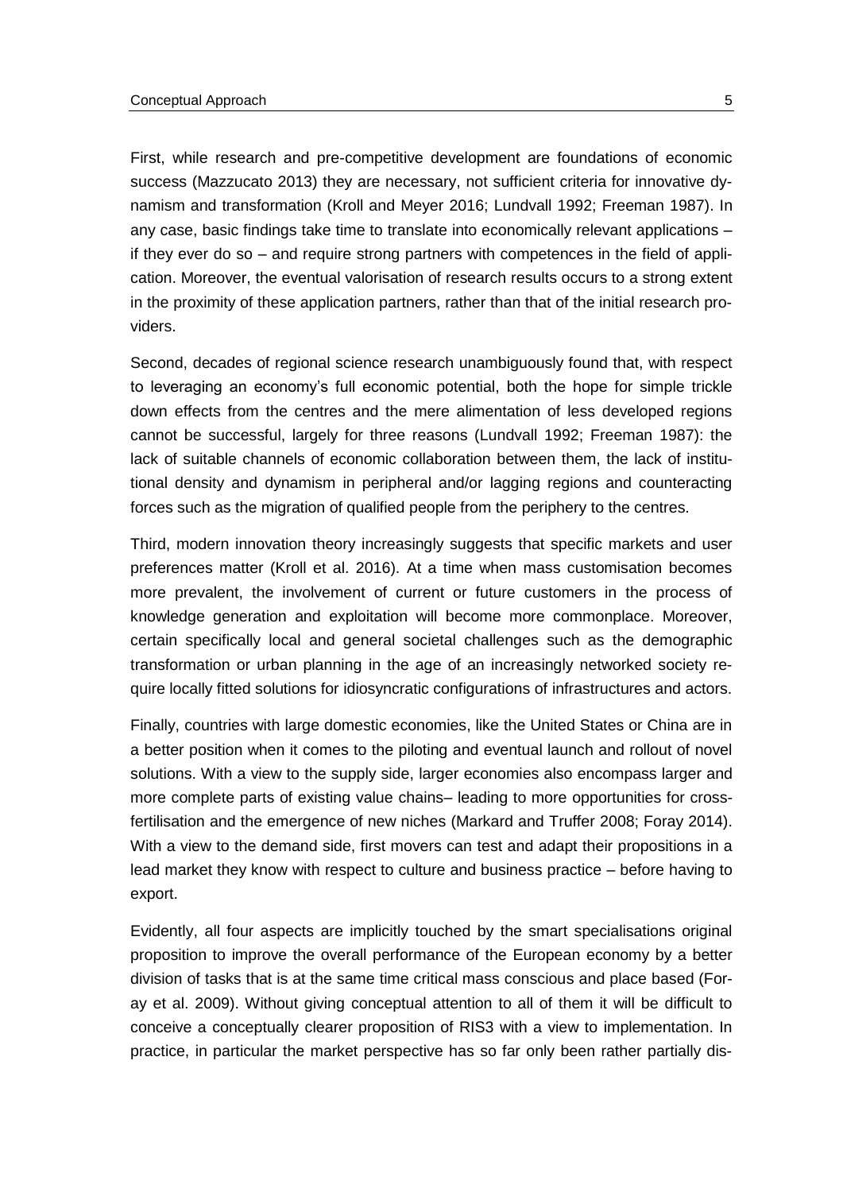First, while research and pre-competitive development are foundations of economic success (Mazzucato 2013) they are necessary, not sufficient criteria for innovative dynamism and transformation (Kroll and Meyer 2016; Lundvall 1992; Freeman 1987). In any case, basic findings take time to translate into economically relevant applications – if they ever do so – and require strong partners with competences in the field of application. Moreover, the eventual valorisation of research results occurs to a strong extent in the proximity of these application partners, rather than that of the initial research providers.

Second, decades of regional science research unambiguously found that, with respect to leveraging an economy's full economic potential, both the hope for simple trickle down effects from the centres and the mere alimentation of less developed regions cannot be successful, largely for three reasons (Lundvall 1992; Freeman 1987): the lack of suitable channels of economic collaboration between them, the lack of institutional density and dynamism in peripheral and/or lagging regions and counteracting forces such as the migration of qualified people from the periphery to the centres.

Third, modern innovation theory increasingly suggests that specific markets and user preferences matter (Kroll et al. 2016). At a time when mass customisation becomes more prevalent, the involvement of current or future customers in the process of knowledge generation and exploitation will become more commonplace. Moreover, certain specifically local and general societal challenges such as the demographic transformation or urban planning in the age of an increasingly networked society require locally fitted solutions for idiosyncratic configurations of infrastructures and actors.

Finally, countries with large domestic economies, like the United States or China are in a better position when it comes to the piloting and eventual launch and rollout of novel solutions. With a view to the supply side, larger economies also encompass larger and more complete parts of existing value chains– leading to more opportunities for cross-fertilisation and the emergence of new niches (Markard and Truffer 2008; Foray 2014). With a view to the demand side, first movers can test and adapt their propositions in a lead market they know with respect to culture and business practice – before having to export.

Evidently, all four aspects are implicitly touched by the smart specialisations original proposition to improve the overall performance of the European economy by a better division of tasks that is at the same time critical mass conscious and place based (Foray et al. 2009). Without giving conceptual attention to all of them it will be difficult to conceive a conceptually clearer proposition of RIS3 with a view to implementation. In practice, in particular the market perspective has so far only been rather partially dis-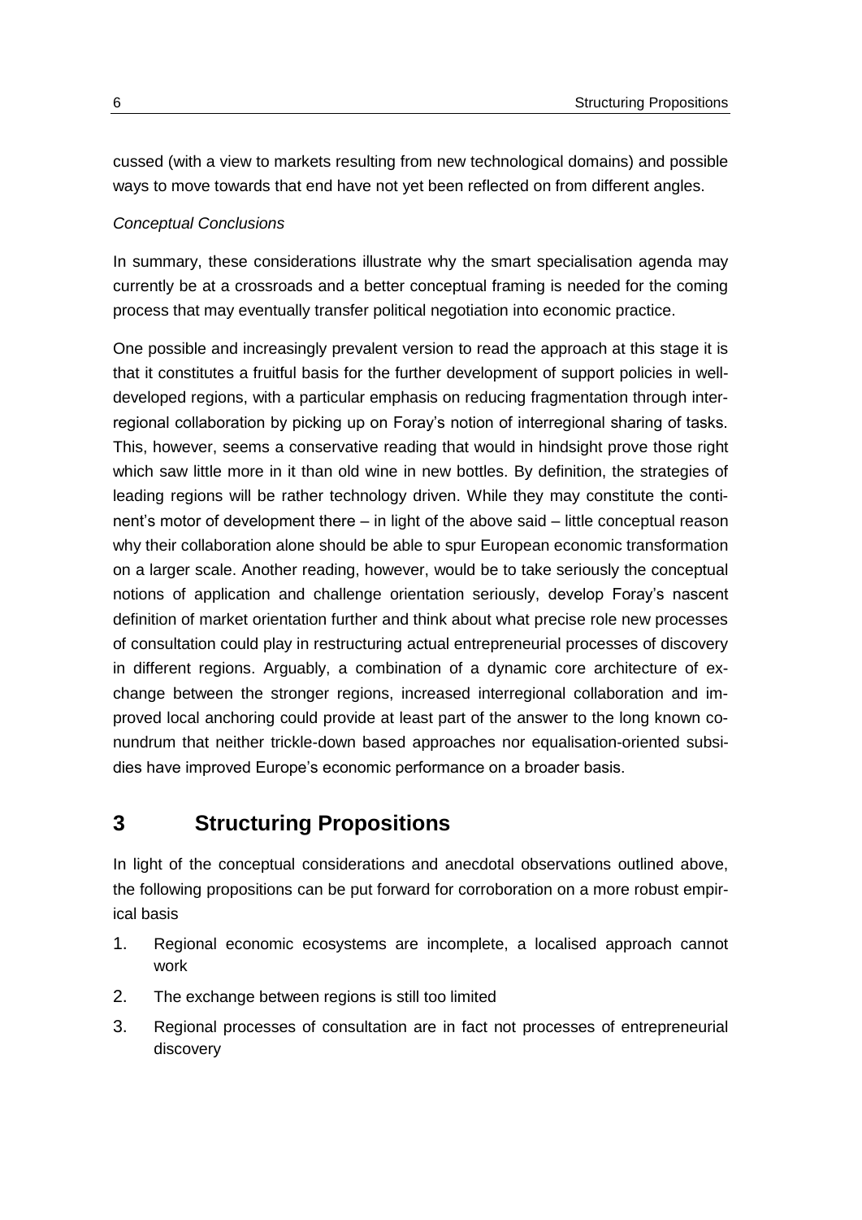cussed (with a view to markets resulting from new technological domains) and possible ways to move towards that end have not yet been reflected on from different angles.

*Conceptual Conclusions*

In summary, these considerations illustrate why the smart specialisation agenda may currently be at a crossroads and a better conceptual framing is needed for the coming process that may eventually transfer political negotiation into economic practice.

One possible and increasingly prevalent version to read the approach at this stage it is that it constitutes a fruitful basis for the further development of support policies in well-developed regions, with a particular emphasis on reducing fragmentation through interregional collaboration by picking up on Foray's notion of interregional sharing of tasks. This, however, seems a conservative reading that would in hindsight prove those right which saw little more in it than old wine in new bottles. By definition, the strategies of leading regions will be rather technology driven. While they may constitute the continent's motor of development there – in light of the above said – little conceptual reason why their collaboration alone should be able to spur European economic transformation on a larger scale. Another reading, however, would be to take seriously the conceptual notions of application and challenge orientation seriously, develop Foray's nascent definition of market orientation further and think about what precise role new processes of consultation could play in restructuring actual entrepreneurial processes of discovery in different regions. Arguably, a combination of a dynamic core architecture of exchange between the stronger regions, increased interregional collaboration and improved local anchoring could provide at least part of the answer to the long known conundrum that neither trickle-down based approaches nor equalisation-oriented subsidies have improved Europe's economic performance on a broader basis.

# 3 Structuring Propositions

In light of the conceptual considerations and anecdotal observations outlined above, the following propositions can be put forward for corroboration on a more robust empirical basis

1. Regional economic ecosystems are incomplete, a localised approach cannot work
2. The exchange between regions is still too limited
3. Regional processes of consultation are in fact not processes of entrepreneurial discovery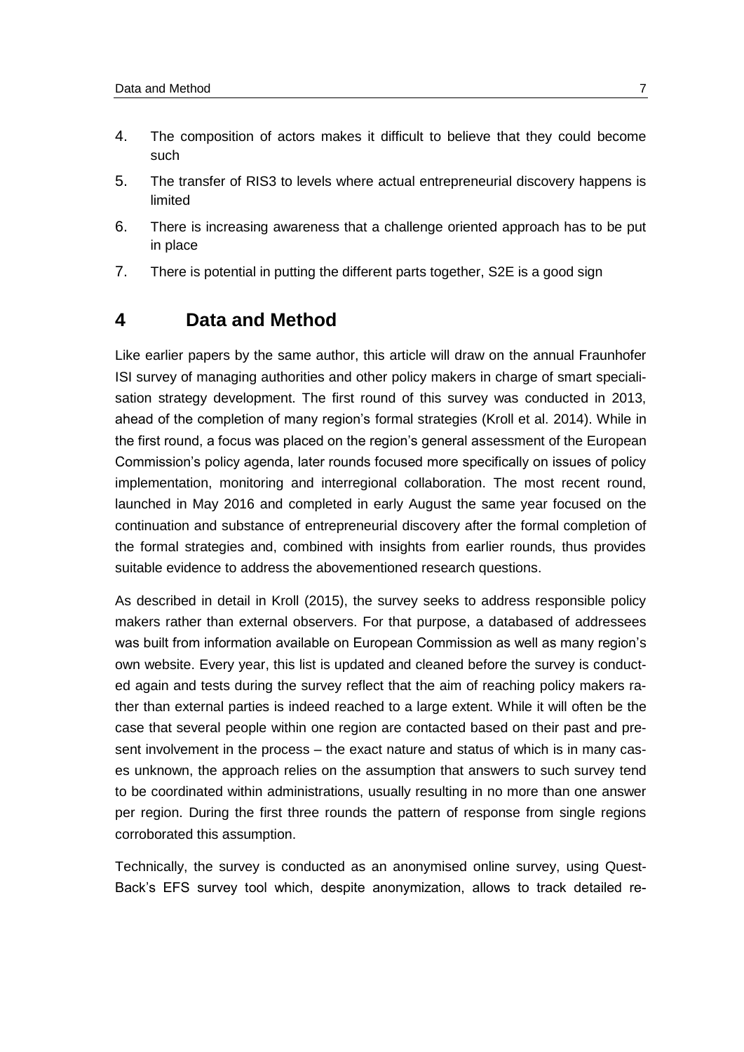4. The composition of actors makes it difficult to believe that they could become such
5. The transfer of RIS3 to levels where actual entrepreneurial discovery happens is limited
6. There is increasing awareness that a challenge oriented approach has to be put in place
7. There is potential in putting the different parts together, S2E is a good sign

# 4 Data and Method

Like earlier papers by the same author, this article will draw on the annual Fraunhofer ISI survey of managing authorities and other policy makers in charge of smart specialisation strategy development. The first round of this survey was conducted in 2013, ahead of the completion of many region's formal strategies (Kroll et al. 2014). While in the first round, a focus was placed on the region's general assessment of the European Commission's policy agenda, later rounds focused more specifically on issues of policy implementation, monitoring and interregional collaboration. The most recent round, launched in May 2016 and completed in early August the same year focused on the continuation and substance of entrepreneurial discovery after the formal completion of the formal strategies and, combined with insights from earlier rounds, thus provides suitable evidence to address the abovementioned research questions.

As described in detail in Kroll (2015), the survey seeks to address responsible policy makers rather than external observers. For that purpose, a databased of addressees was built from information available on European Commission as well as many region's own website. Every year, this list is updated and cleaned before the survey is conducted again and tests during the survey reflect that the aim of reaching policy makers rather than external parties is indeed reached to a large extent. While it will often be the case that several people within one region are contacted based on their past and present involvement in the process – the exact nature and status of which is in many cases unknown, the approach relies on the assumption that answers to such survey tend to be coordinated within administrations, usually resulting in no more than one answer per region. During the first three rounds the pattern of response from single regions corroborated this assumption.

Technically, the survey is conducted as an anonymised online survey, using QuestBack's EFS survey tool which, despite anonymization, allows to track detailed re-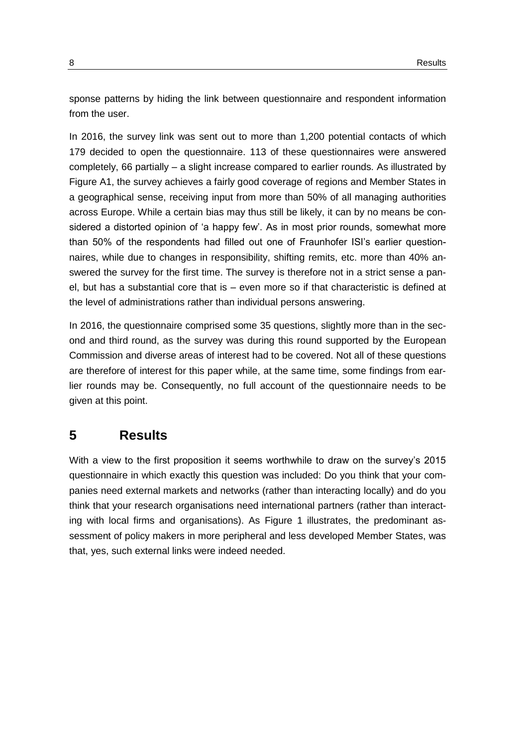sponse patterns by hiding the link between questionnaire and respondent information from the user.

In 2016, the survey link was sent out to more than 1,200 potential contacts of which 179 decided to open the questionnaire. 113 of these questionnaires were answered completely, 66 partially – a slight increase compared to earlier rounds. As illustrated by Figure A1, the survey achieves a fairly good coverage of regions and Member States in a geographical sense, receiving input from more than 50% of all managing authorities across Europe. While a certain bias may thus still be likely, it can by no means be considered a distorted opinion of 'a happy few'. As in most prior rounds, somewhat more than 50% of the respondents had filled out one of Fraunhofer ISI's earlier questionnaires, while due to changes in responsibility, shifting remits, etc. more than 40% answered the survey for the first time. The survey is therefore not in a strict sense a panel, but has a substantial core that is – even more so if that characteristic is defined at the level of administrations rather than individual persons answering.

In 2016, the questionnaire comprised some 35 questions, slightly more than in the second and third round, as the survey was during this round supported by the European Commission and diverse areas of interest had to be covered. Not all of these questions are therefore of interest for this paper while, at the same time, some findings from earlier rounds may be. Consequently, no full account of the questionnaire needs to be given at this point.

# 5 Results

With a view to the first proposition it seems worthwhile to draw on the survey's 2015 questionnaire in which exactly this question was included: Do you think that your companies need external markets and networks (rather than interacting locally) and do you think that your research organisations need international partners (rather than interacting with local firms and organisations). As Figure 1 illustrates, the predominant assessment of policy makers in more peripheral and less developed Member States, was that, yes, such external links were indeed needed.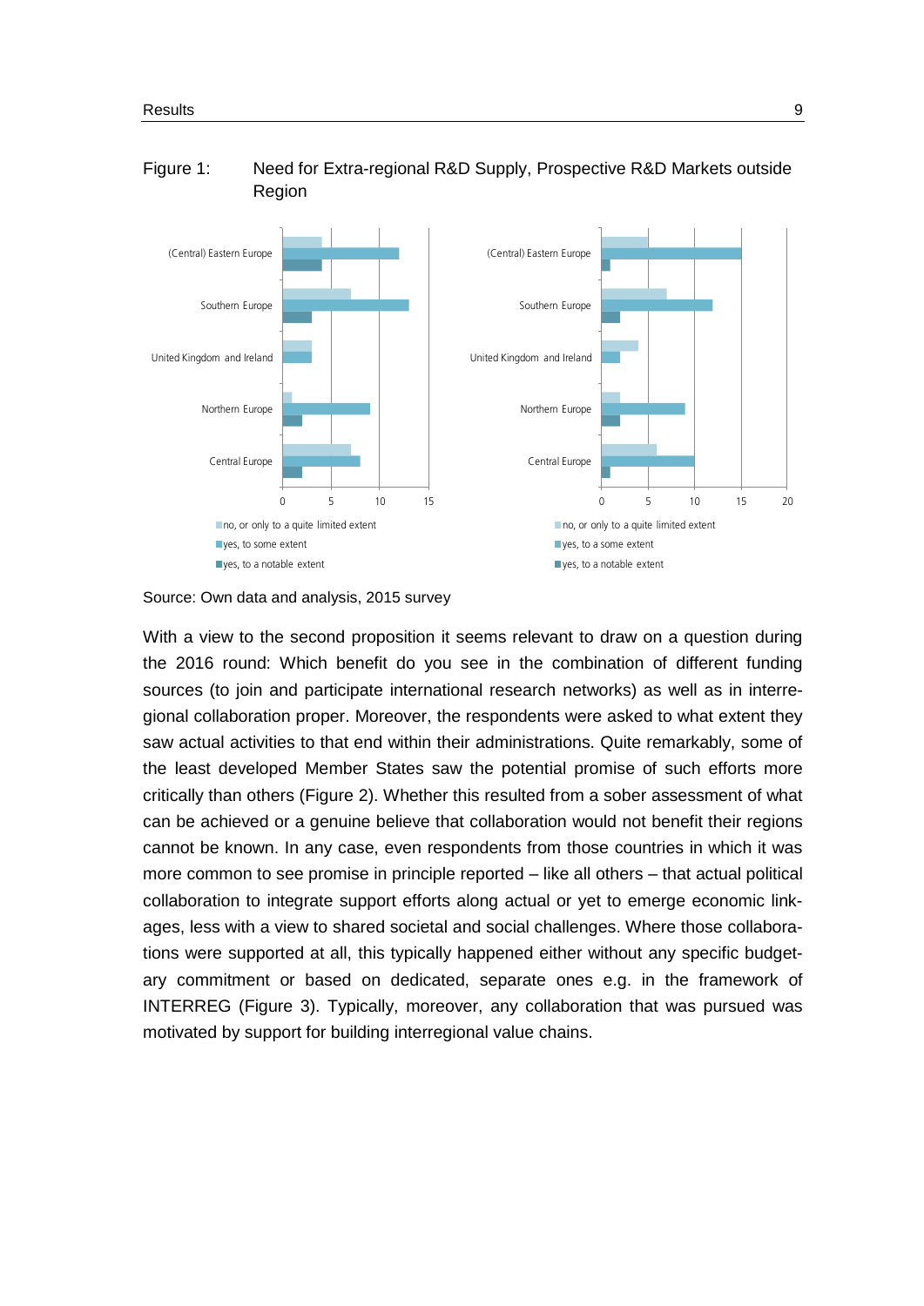Figure 1: Need for Extra-regional R&D Supply, Prospective R&D Markets outside Region

Source: Own data and analysis, 2015 survey

With a view to the second proposition it seems relevant to draw on a question during the 2016 round: Which benefit do you see in the combination of different funding sources (to join and participate international research networks) as well as in interregional collaboration proper. Moreover, the respondents were asked to what extent they saw actual activities to that end within their administrations. Quite remarkably, some of the least developed Member States saw the potential promise of such efforts more critically than others (Figure 2). Whether this resulted from a sober assessment of what can be achieved or a genuine believe that collaboration would not benefit their regions cannot be known. In any case, even respondents from those countries in which it was more common to see promise in principle reported – like all others – that actual political collaboration to integrate support efforts along actual or yet to emerge economic linkages, less with a view to shared societal and social challenges. Where those collaborations were supported at all, this typically happened either without any specific budgetary commitment or based on dedicated, separate ones e.g. in the framework of INTERREG (Figure 3). Typically, moreover, any collaboration that was pursued was motivated by support for building interregional value chains.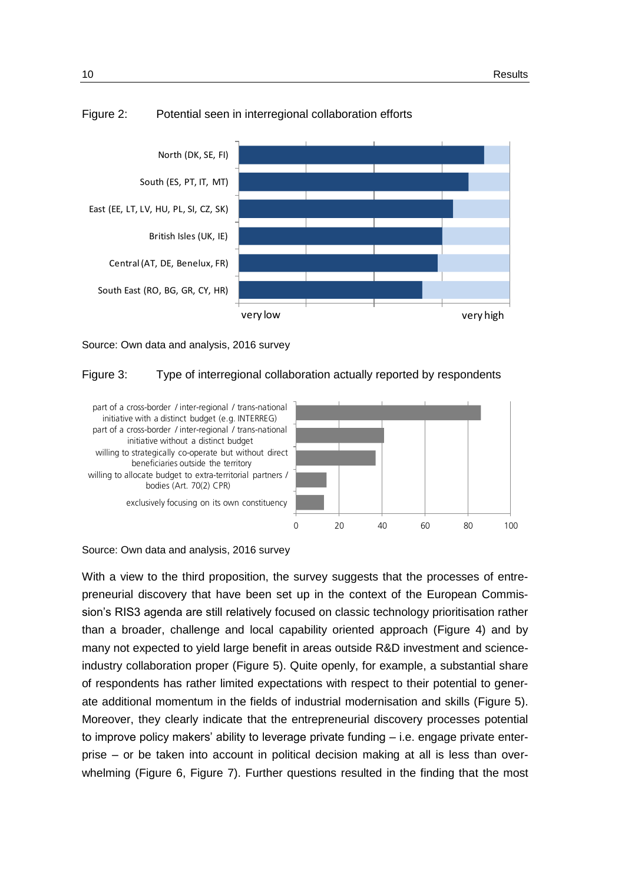Figure 2: Potential seen in interregional collaboration efforts

Source: Own data and analysis, 2016 survey

Figure 3: Type of interregional collaboration actually reported by respondents

Source: Own data and analysis, 2016 survey

With a view to the third proposition, the survey suggests that the processes of entrepreneurial discovery that have been set up in the context of the European Commission's RIS3 agenda are still relatively focused on classic technology prioritisation rather than a broader, challenge and local capability oriented approach (Figure 4) and by many not expected to yield large benefit in areas outside R&D investment and science-industry collaboration proper (Figure 5). Quite openly, for example, a substantial share of respondents has rather limited expectations with respect to their potential to generate additional momentum in the fields of industrial modernisation and skills (Figure 5). Moreover, they clearly indicate that the entrepreneurial discovery processes potential to improve policy makers' ability to leverage private funding – i.e. engage private enterprise – or be taken into account in political decision making at all is less than overwhelming (Figure 6, Figure 7). Further questions resulted in the finding that the most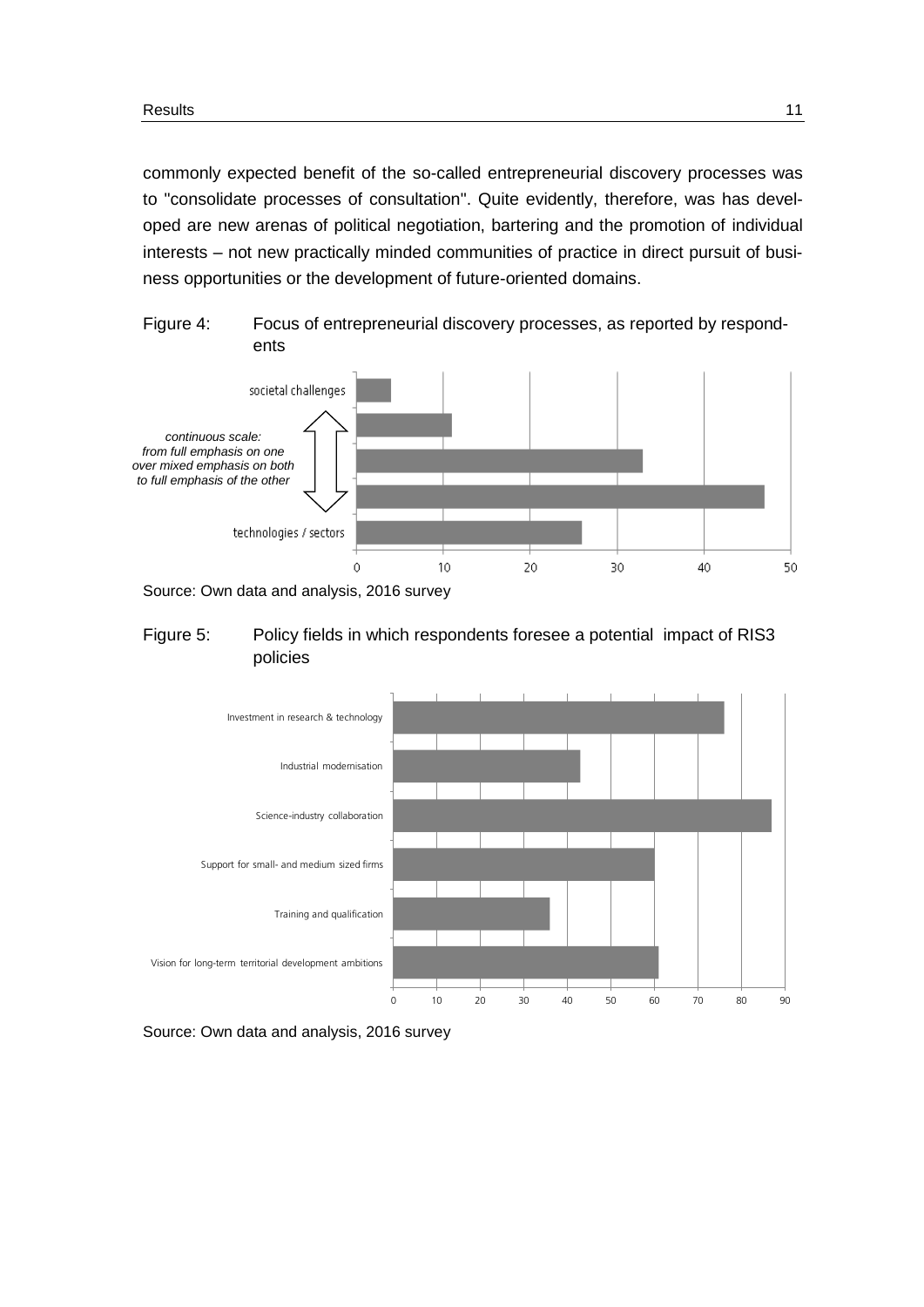commonly expected benefit of the so-called entrepreneurial discovery processes was to "consolidate processes of consultation". Quite evidently, therefore, was has developed are new arenas of political negotiation, bartering and the promotion of individual interests – not new practically minded communities of practice in direct pursuit of business opportunities or the development of future-oriented domains.

Figure 4: Focus of entrepreneurial discovery processes, as reported by respondents

Source: Own data and analysis, 2016 survey

Figure 5: Policy fields in which respondents foresee a potential impact of RIS3 policies

Source: Own data and analysis, 2016 survey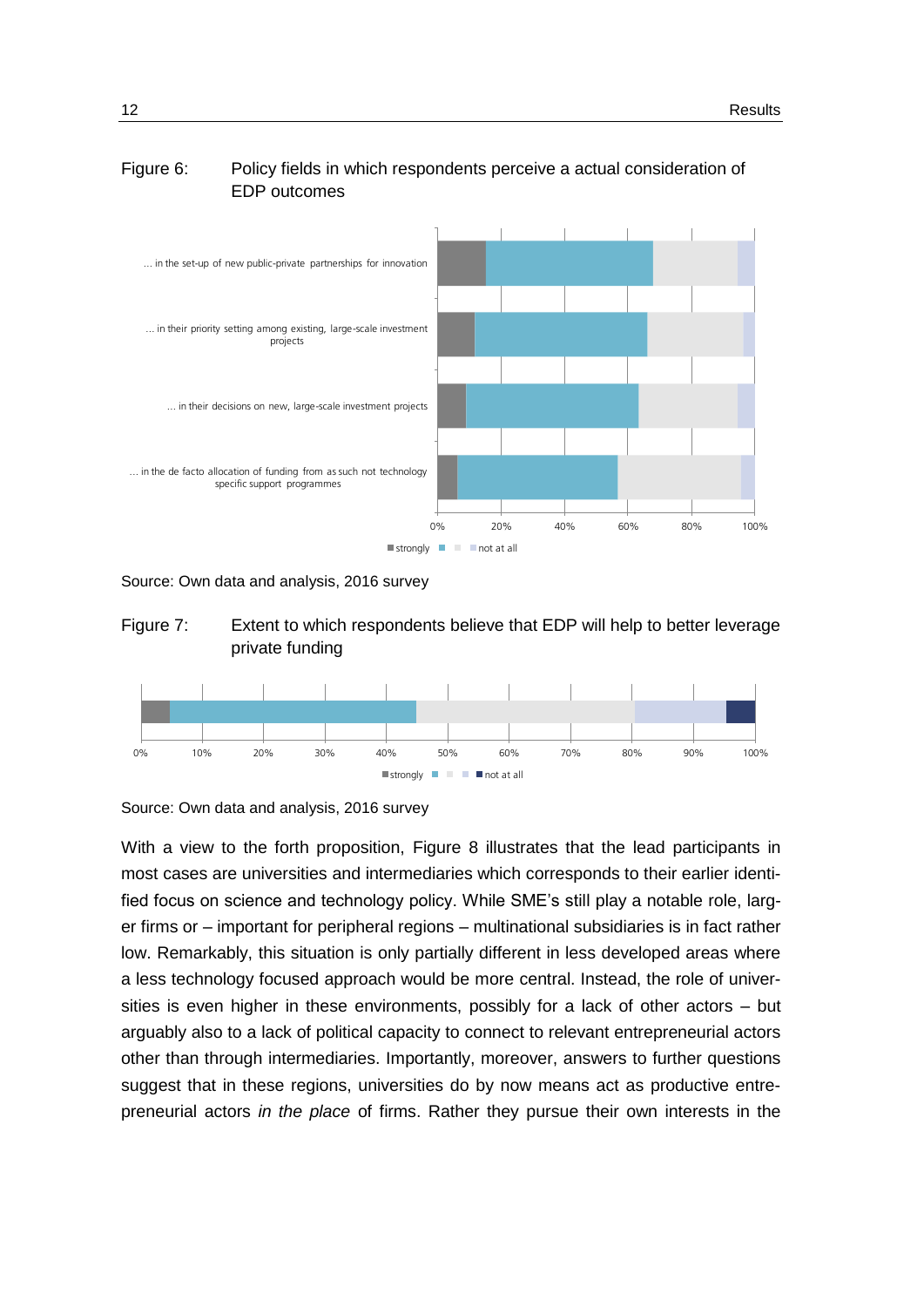Figure 6: Policy fields in which respondents perceive a actual consideration of EDP outcomes

... in the set-up of new public-private partnerships for innovation

... in their priority setting among existing, large-scale investment projects

... in their decisions on new, large-scale investment projects

... in the de facto allocation of funding from as such not technology specific support programmes

0% 20% 40% 60% 80% 100%

strongly … not at all

Source: Own data and analysis, 2016 survey

Figure 7: Extent to which respondents believe that EDP will help to better leverage private funding

0% 10% 20% 30% 40% 50% 60% 70% 80% 90% 100%

strongly … not at all

Source: Own data and analysis, 2016 survey

With a view to the forth proposition, Figure 8 illustrates that the lead participants in most cases are universities and intermediaries which corresponds to their earlier identified focus on science and technology policy. While SME's still play a notable role, larger firms or – important for peripheral regions – multinational subsidiaries is in fact rather low. Remarkably, this situation is only partially different in less developed areas where a less technology focused approach would be more central. Instead, the role of universities is even higher in these environments, possibly for a lack of other actors – but arguably also to a lack of political capacity to connect to relevant entrepreneurial actors other than through intermediaries. Importantly, moreover, answers to further questions suggest that in these regions, universities do by now means act as productive entrepreneurial actors *in the place* of firms. Rather they pursue their own interests in the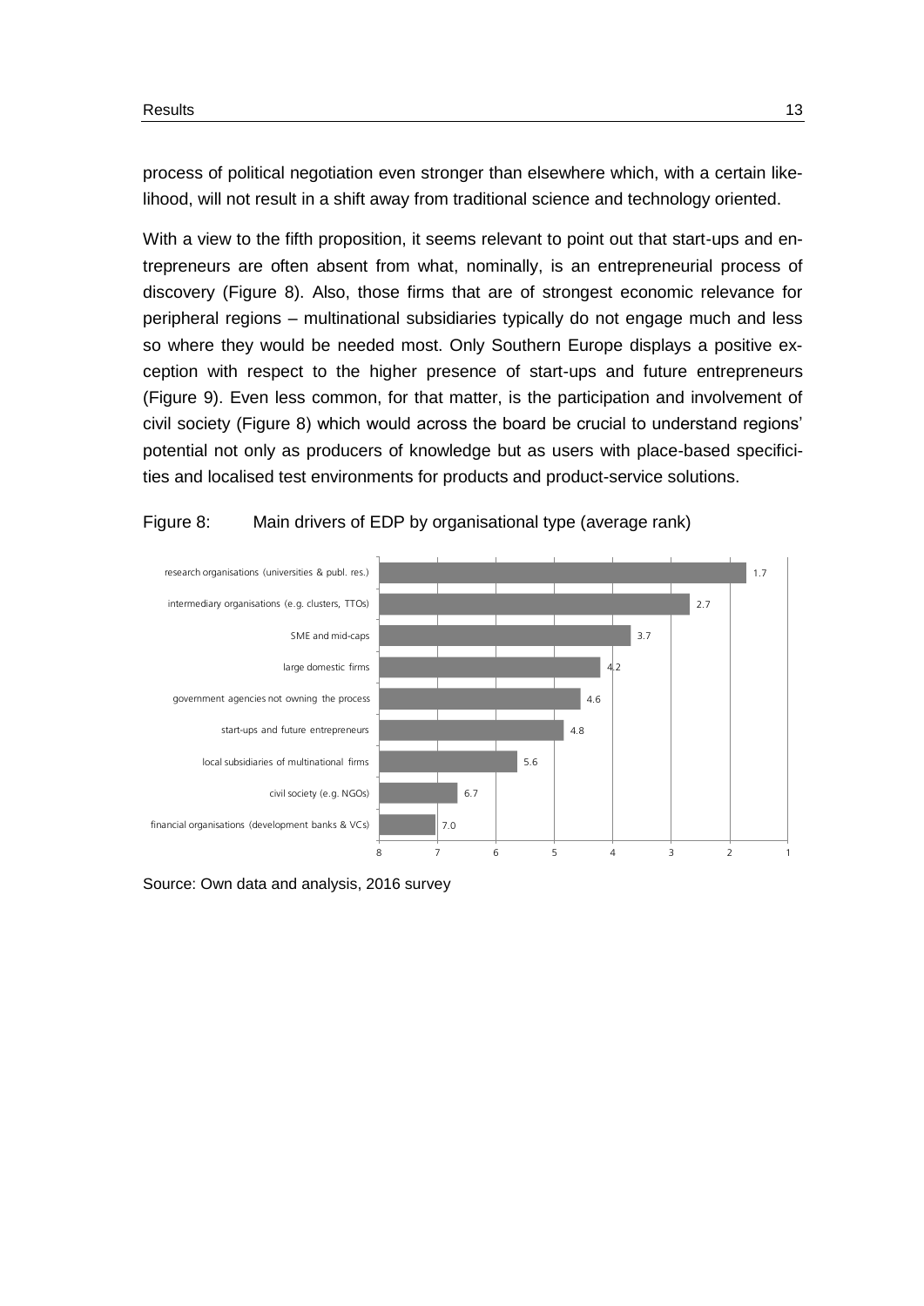process of political negotiation even stronger than elsewhere which, with a certain likelihood, will not result in a shift away from traditional science and technology oriented.

With a view to the fifth proposition, it seems relevant to point out that start-ups and entrepreneurs are often absent from what, nominally, is an entrepreneurial process of discovery (Figure 8). Also, those firms that are of strongest economic relevance for peripheral regions – multinational subsidiaries typically do not engage much and less so where they would be needed most. Only Southern Europe displays a positive exception with respect to the higher presence of start-ups and future entrepreneurs (Figure 9). Even less common, for that matter, is the participation and involvement of civil society (Figure 8) which would across the board be crucial to understand regions' potential not only as producers of knowledge but as users with place-based specificities and localised test environments for products and product-service solutions.

Figure 8: Main drivers of EDP by organisational type (average rank)

| Organisational type | Average rank |
|---|---|
| research organisations (universities & publ. res.) | 1.7 |
| intermediary organisations (e.g. clusters, TTOs) | 2.7 |
| SME and mid-caps | 3.7 |
| large domestic firms | 4.2 |
| government agencies not owning the process | 4.6 |
| start-ups and future entrepreneurs | 4.8 |
| local subsidiaries of multinational firms | 5.6 |
| civil society (e.g. NGOs) | 6.7 |
| financial organisations (development banks & VCs) | 7.0 |

Source: Own data and analysis, 2016 survey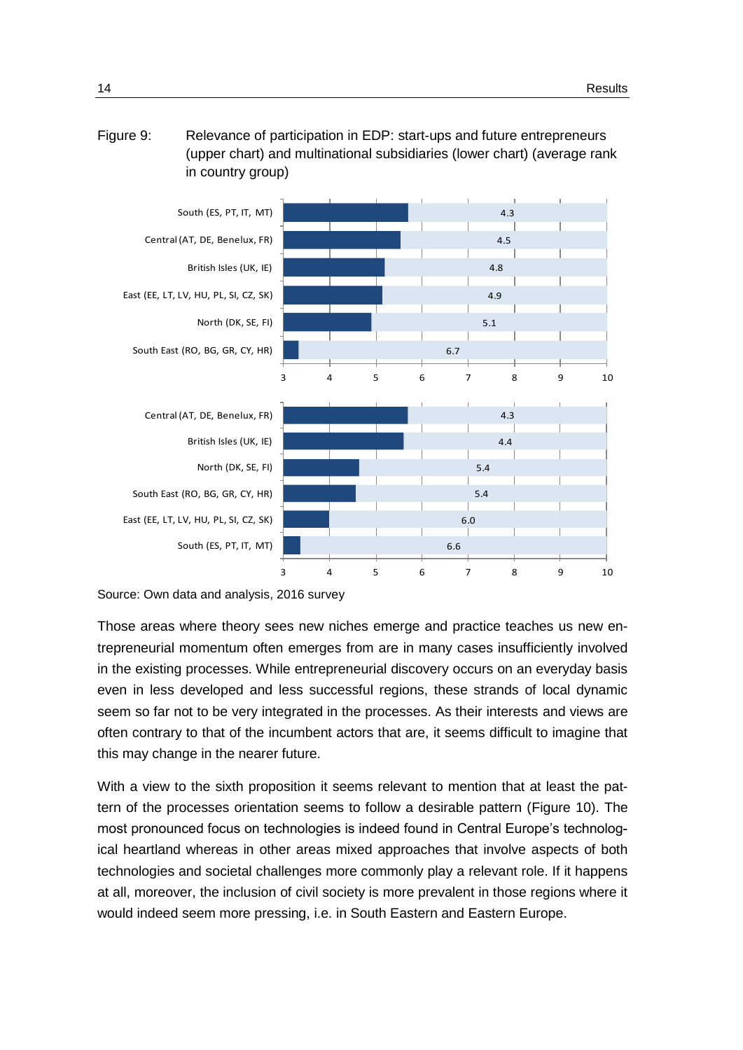Figure 9: Relevance of participation in EDP: start-ups and future entrepreneurs (upper chart) and multinational subsidiaries (lower chart) (average rank in country group)

| Country group (start-ups and future entrepreneurs) | Average rank |
|---|---|
| South (ES, PT, IT, MT) | 4.3 |
| Central (AT, DE, Benelux, FR) | 4.5 |
| British Isles (UK, IE) | 4.8 |
| East (EE, LT, LV, HU, PL, SI, CZ, SK) | 4.9 |
| North (DK, SE, FI) | 5.1 |
| South East (RO, BG, GR, CY, HR) | 6.7 |

| Country group (multinational subsidiaries) | Average rank |
|---|---|
| Central (AT, DE, Benelux, FR) | 4.3 |
| British Isles (UK, IE) | 4.4 |
| North (DK, SE, FI) | 5.4 |
| South East (RO, BG, GR, CY, HR) | 5.4 |
| East (EE, LT, LV, HU, PL, SI, CZ, SK) | 6.0 |
| South (ES, PT, IT, MT) | 6.6 |

Source: Own data and analysis, 2016 survey

Those areas where theory sees new niches emerge and practice teaches us new entrepreneurial momentum often emerges from are in many cases insufficiently involved in the existing processes. While entrepreneurial discovery occurs on an everyday basis even in less developed and less successful regions, these strands of local dynamic seem so far not to be very integrated in the processes. As their interests and views are often contrary to that of the incumbent actors that are, it seems difficult to imagine that this may change in the nearer future.

With a view to the sixth proposition it seems relevant to mention that at least the pattern of the processes orientation seems to follow a desirable pattern (Figure 10). The most pronounced focus on technologies is indeed found in Central Europe's technological heartland whereas in other areas mixed approaches that involve aspects of both technologies and societal challenges more commonly play a relevant role. If it happens at all, moreover, the inclusion of civil society is more prevalent in those regions where it would indeed seem more pressing, i.e. in South Eastern and Eastern Europe.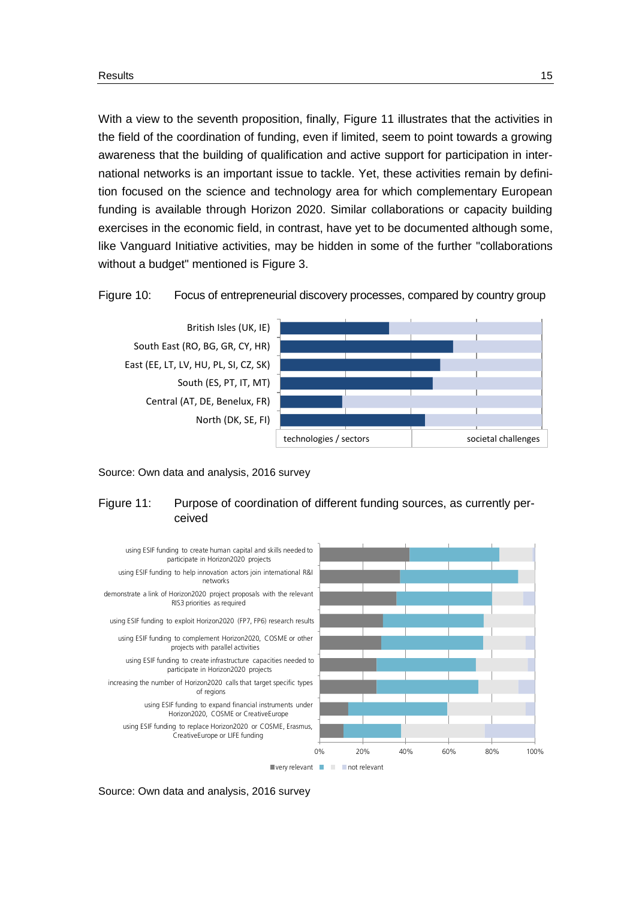With a view to the seventh proposition, finally, Figure 11 illustrates that the activities in the field of the coordination of funding, even if limited, seem to point towards a growing awareness that the building of qualification and active support for participation in international networks is an important issue to tackle. Yet, these activities remain by definition focused on the science and technology area for which complementary European funding is available through Horizon 2020. Similar collaborations or capacity building exercises in the economic field, in contrast, have yet to be documented although some, like Vanguard Initiative activities, may be hidden in some of the further "collaborations without a budget" mentioned is Figure 3.

Figure 10: Focus of entrepreneurial discovery processes, compared by country group

British Isles (UK, IE)
South East (RO, BG, GR, CY, HR)
East (EE, LT, LV, HU, PL, SI, CZ, SK)
South (ES, PT, IT, MT)
Central (AT, DE, Benelux, FR)
North (DK, SE, FI)

technologies / sectors | societal challenges

Source: Own data and analysis, 2016 survey

Figure 11: Purpose of coordination of different funding sources, as currently perceived

using ESIF funding to create human capital and skills needed to participate in Horizon2020 projects
using ESIF funding to help innovation actors join international R&I networks
demonstrate a link of Horizon2020 project proposals with the relevant RIS3 priorities as required
using ESIF funding to exploit Horizon2020 (FP7, FP6) research results
using ESIF funding to complement Horizon2020, COSME or other projects with parallel activities
using ESIF funding to create infrastructure capacities needed to participate in Horizon2020 projects
increasing the number of Horizon2020 calls that target specific types of regions
using ESIF funding to expand financial instruments under Horizon2020, COSME or CreativeEurope
using ESIF funding to replace Horizon2020 or COSME, Erasmus, CreativeEurope or LIFE funding

0% 20% 40% 60% 80% 100%

very relevant … not relevant

Source: Own data and analysis, 2016 survey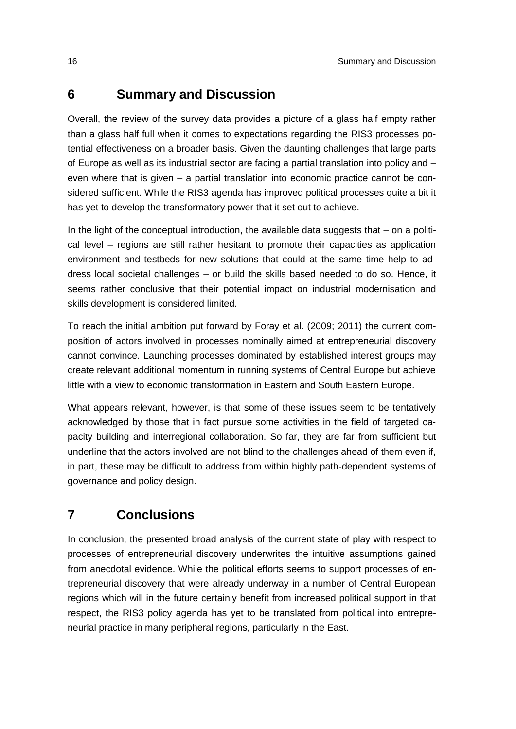## 6 Summary and Discussion

Overall, the review of the survey data provides a picture of a glass half empty rather than a glass half full when it comes to expectations regarding the RIS3 processes potential effectiveness on a broader basis. Given the daunting challenges that large parts of Europe as well as its industrial sector are facing a partial translation into policy and – even where that is given – a partial translation into economic practice cannot be considered sufficient. While the RIS3 agenda has improved political processes quite a bit it has yet to develop the transformatory power that it set out to achieve.

In the light of the conceptual introduction, the available data suggests that – on a political level – regions are still rather hesitant to promote their capacities as application environment and testbeds for new solutions that could at the same time help to address local societal challenges – or build the skills based needed to do so. Hence, it seems rather conclusive that their potential impact on industrial modernisation and skills development is considered limited.

To reach the initial ambition put forward by Foray et al. (2009; 2011) the current composition of actors involved in processes nominally aimed at entrepreneurial discovery cannot convince. Launching processes dominated by established interest groups may create relevant additional momentum in running systems of Central Europe but achieve little with a view to economic transformation in Eastern and South Eastern Europe.

What appears relevant, however, is that some of these issues seem to be tentatively acknowledged by those that in fact pursue some activities in the field of targeted capacity building and interregional collaboration. So far, they are far from sufficient but underline that the actors involved are not blind to the challenges ahead of them even if, in part, these may be difficult to address from within highly path-dependent systems of governance and policy design.

## 7 Conclusions

In conclusion, the presented broad analysis of the current state of play with respect to processes of entrepreneurial discovery underwrites the intuitive assumptions gained from anecdotal evidence. While the political efforts seems to support processes of entrepreneurial discovery that were already underway in a number of Central European regions which will in the future certainly benefit from increased political support in that respect, the RIS3 policy agenda has yet to be translated from political into entrepreneurial practice in many peripheral regions, particularly in the East.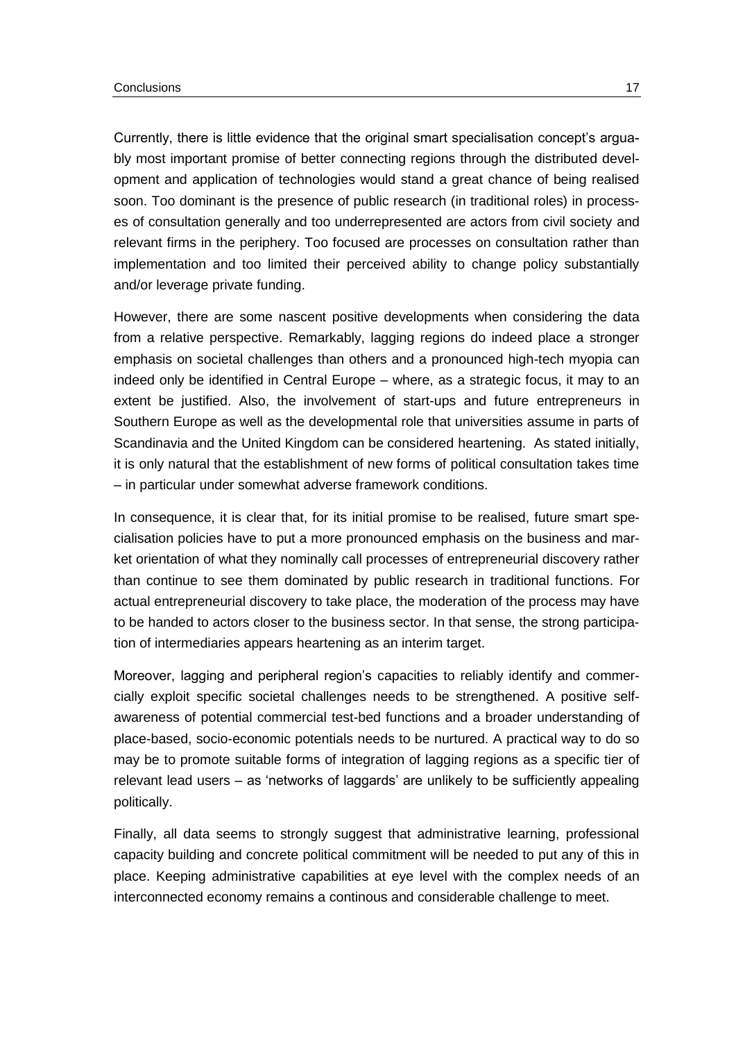Currently, there is little evidence that the original smart specialisation concept's arguably most important promise of better connecting regions through the distributed development and application of technologies would stand a great chance of being realised soon. Too dominant is the presence of public research (in traditional roles) in processes of consultation generally and too underrepresented are actors from civil society and relevant firms in the periphery. Too focused are processes on consultation rather than implementation and too limited their perceived ability to change policy substantially and/or leverage private funding.

However, there are some nascent positive developments when considering the data from a relative perspective. Remarkably, lagging regions do indeed place a stronger emphasis on societal challenges than others and a pronounced high-tech myopia can indeed only be identified in Central Europe – where, as a strategic focus, it may to an extent be justified. Also, the involvement of start-ups and future entrepreneurs in Southern Europe as well as the developmental role that universities assume in parts of Scandinavia and the United Kingdom can be considered heartening. As stated initially, it is only natural that the establishment of new forms of political consultation takes time – in particular under somewhat adverse framework conditions.

In consequence, it is clear that, for its initial promise to be realised, future smart specialisation policies have to put a more pronounced emphasis on the business and market orientation of what they nominally call processes of entrepreneurial discovery rather than continue to see them dominated by public research in traditional functions. For actual entrepreneurial discovery to take place, the moderation of the process may have to be handed to actors closer to the business sector. In that sense, the strong participation of intermediaries appears heartening as an interim target.

Moreover, lagging and peripheral region's capacities to reliably identify and commercially exploit specific societal challenges needs to be strengthened. A positive self-awareness of potential commercial test-bed functions and a broader understanding of place-based, socio-economic potentials needs to be nurtured. A practical way to do so may be to promote suitable forms of integration of lagging regions as a specific tier of relevant lead users – as 'networks of laggards' are unlikely to be sufficiently appealing politically.

Finally, all data seems to strongly suggest that administrative learning, professional capacity building and concrete political commitment will be needed to put any of this in place. Keeping administrative capabilities at eye level with the complex needs of an interconnected economy remains a continous and considerable challenge to meet.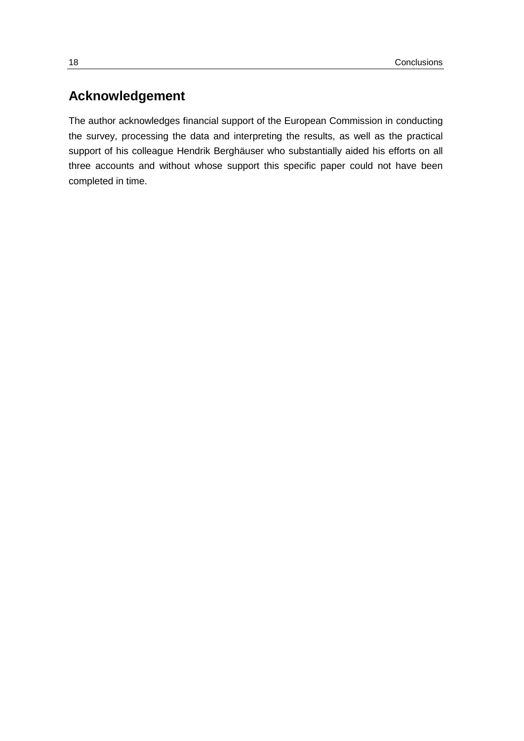## Acknowledgement

The author acknowledges financial support of the European Commission in conducting the survey, processing the data and interpreting the results, as well as the practical support of his colleague Hendrik Berghäuser who substantially aided his efforts on all three accounts and without whose support this specific paper could not have been completed in time.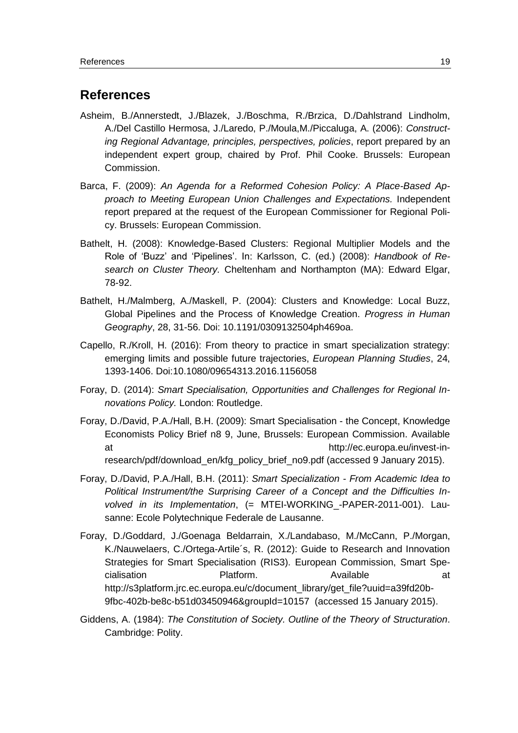# References

Asheim, B./Annerstedt, J./Blazek, J./Boschma, R./Brzica, D./Dahlstrand Lindholm, A./Del Castillo Hermosa, J./Laredo, P./Moula,M./Piccaluga, A. (2006): *Constructing Regional Advantage, principles, perspectives, policies*, report prepared by an independent expert group, chaired by Prof. Phil Cooke. Brussels: European Commission.

Barca, F. (2009): *An Agenda for a Reformed Cohesion Policy: A Place-Based Approach to Meeting European Union Challenges and Expectations.* Independent report prepared at the request of the European Commissioner for Regional Policy. Brussels: European Commission.

Bathelt, H. (2008): Knowledge-Based Clusters: Regional Multiplier Models and the Role of 'Buzz' and 'Pipelines'. In: Karlsson, C. (ed.) (2008): *Handbook of Research on Cluster Theory.* Cheltenham and Northampton (MA): Edward Elgar, 78-92.

Bathelt, H./Malmberg, A./Maskell, P. (2004): Clusters and Knowledge: Local Buzz, Global Pipelines and the Process of Knowledge Creation. *Progress in Human Geography*, 28, 31-56. Doi: 10.1191/0309132504ph469oa.

Capello, R./Kroll, H. (2016): From theory to practice in smart specialization strategy: emerging limits and possible future trajectories, *European Planning Studies*, 24, 1393-1406. Doi:10.1080/09654313.2016.1156058

Foray, D. (2014): *Smart Specialisation, Opportunities and Challenges for Regional Innovations Policy.* London: Routledge.

Foray, D./David, P.A./Hall, B.H. (2009): Smart Specialisation - the Concept, Knowledge Economists Policy Brief n8 9, June, Brussels: European Commission. Available at http://ec.europa.eu/invest-in-research/pdf/download_en/kfg_policy_brief_no9.pdf (accessed 9 January 2015).

Foray, D./David, P.A./Hall, B.H. (2011): *Smart Specialization - From Academic Idea to Political Instrument/the Surprising Career of a Concept and the Difficulties Involved in its Implementation*, (= MTEI-WORKING_-PAPER-2011-001). Lausanne: Ecole Polytechnique Federale de Lausanne.

Foray, D./Goddard, J./Goenaga Beldarrain, X./Landabaso, M./McCann, P./Morgan, K./Nauwelaers, C./Ortega-Artile´s, R. (2012): Guide to Research and Innovation Strategies for Smart Specialisation (RIS3). European Commission, Smart Specialisation Platform. Available at http://s3platform.jrc.ec.europa.eu/c/document_library/get_file?uuid=a39fd20b-9fbc-402b-be8c-b51d03450946&groupId=10157 (accessed 15 January 2015).

Giddens, A. (1984): *The Constitution of Society. Outline of the Theory of Structuration*. Cambridge: Polity.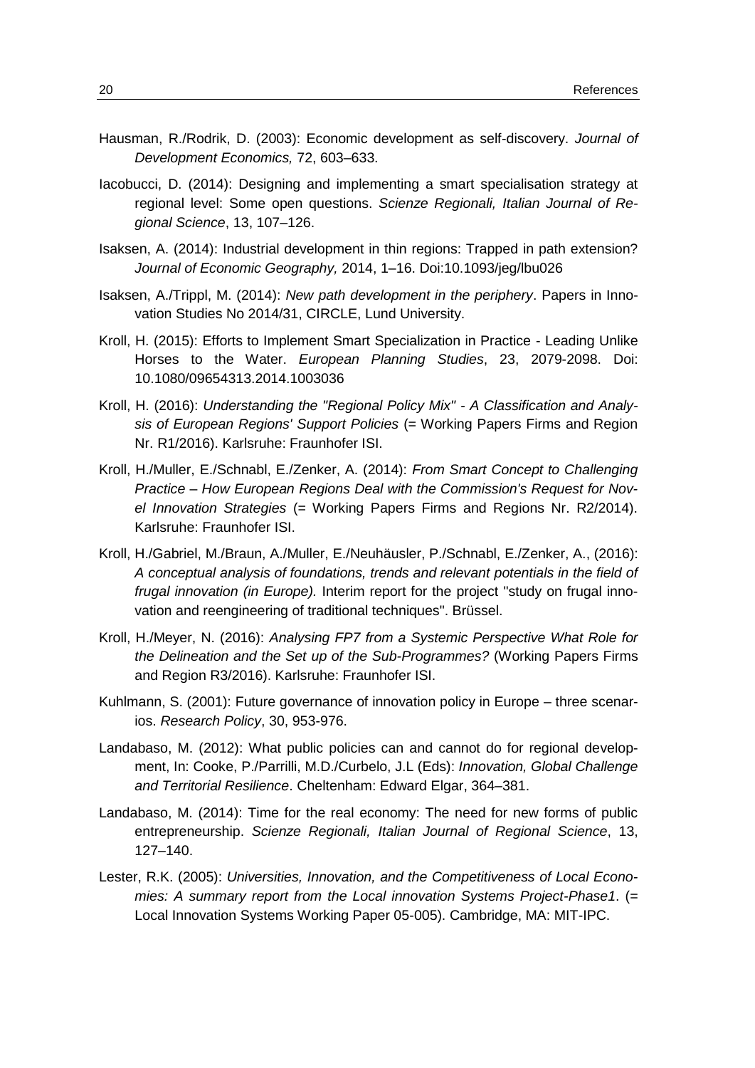Hausman, R./Rodrik, D. (2003): Economic development as self-discovery. *Journal of Development Economics,* 72, 603–633.

Iacobucci, D. (2014): Designing and implementing a smart specialisation strategy at regional level: Some open questions. *Scienze Regionali, Italian Journal of Regional Science*, 13, 107–126.

Isaksen, A. (2014): Industrial development in thin regions: Trapped in path extension? *Journal of Economic Geography,* 2014, 1–16. Doi:10.1093/jeg/lbu026

Isaksen, A./Trippl, M. (2014): *New path development in the periphery*. Papers in Innovation Studies No 2014/31, CIRCLE, Lund University.

Kroll, H. (2015): Efforts to Implement Smart Specialization in Practice - Leading Unlike Horses to the Water. *European Planning Studies*, 23, 2079-2098. Doi: 10.1080/09654313.2014.1003036

Kroll, H. (2016): *Understanding the "Regional Policy Mix" - A Classification and Analysis of European Regions' Support Policies* (= Working Papers Firms and Region Nr. R1/2016). Karlsruhe: Fraunhofer ISI.

Kroll, H./Muller, E./Schnabl, E./Zenker, A. (2014): *From Smart Concept to Challenging Practice – How European Regions Deal with the Commission's Request for Novel Innovation Strategies* (= Working Papers Firms and Regions Nr. R2/2014). Karlsruhe: Fraunhofer ISI.

Kroll, H./Gabriel, M./Braun, A./Muller, E./Neuhäusler, P./Schnabl, E./Zenker, A., (2016): *A conceptual analysis of foundations, trends and relevant potentials in the field of frugal innovation (in Europe).* Interim report for the project "study on frugal innovation and reengineering of traditional techniques". Brüssel.

Kroll, H./Meyer, N. (2016): *Analysing FP7 from a Systemic Perspective What Role for the Delineation and the Set up of the Sub-Programmes?* (Working Papers Firms and Region R3/2016). Karlsruhe: Fraunhofer ISI.

Kuhlmann, S. (2001): Future governance of innovation policy in Europe – three scenarios. *Research Policy*, 30, 953-976.

Landabaso, M. (2012): What public policies can and cannot do for regional development, In: Cooke, P./Parrilli, M.D./Curbelo, J.L (Eds): *Innovation, Global Challenge and Territorial Resilience*. Cheltenham: Edward Elgar, 364–381.

Landabaso, M. (2014): Time for the real economy: The need for new forms of public entrepreneurship. *Scienze Regionali, Italian Journal of Regional Science*, 13, 127–140.

Lester, R.K. (2005): *Universities, Innovation, and the Competitiveness of Local Economies: A summary report from the Local innovation Systems Project-Phase1*. (= Local Innovation Systems Working Paper 05-005). Cambridge, MA: MIT-IPC.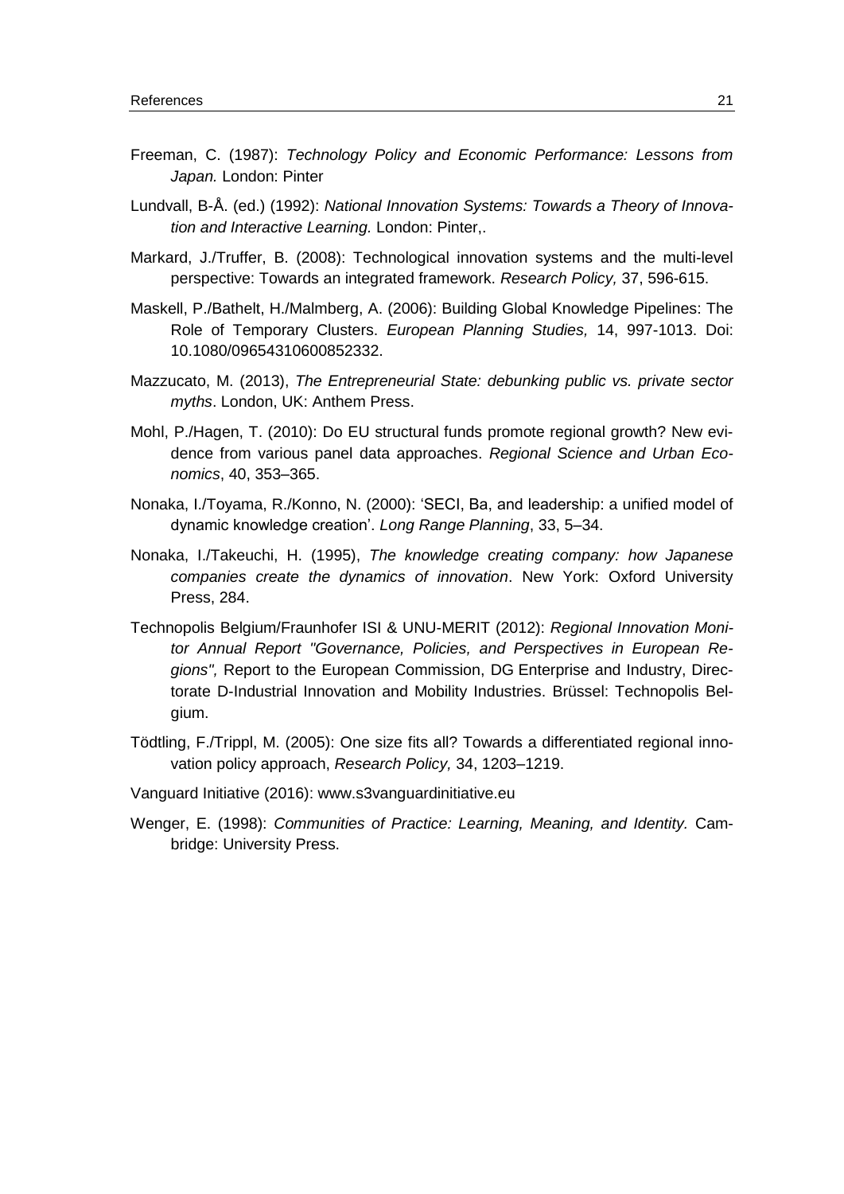Freeman, C. (1987): *Technology Policy and Economic Performance: Lessons from Japan.* London: Pinter

Lundvall, B-Å. (ed.) (1992): *National Innovation Systems: Towards a Theory of Innovation and Interactive Learning.* London: Pinter,.

Markard, J./Truffer, B. (2008): Technological innovation systems and the multi-level perspective: Towards an integrated framework. *Research Policy,* 37, 596-615.

Maskell, P./Bathelt, H./Malmberg, A. (2006): Building Global Knowledge Pipelines: The Role of Temporary Clusters. *European Planning Studies,* 14, 997-1013. Doi: 10.1080/09654310600852332.

Mazzucato, M. (2013), *The Entrepreneurial State: debunking public vs. private sector myths*. London, UK: Anthem Press.

Mohl, P./Hagen, T. (2010): Do EU structural funds promote regional growth? New evidence from various panel data approaches. *Regional Science and Urban Economics*, 40, 353–365.

Nonaka, I./Toyama, R./Konno, N. (2000): 'SECI, Ba, and leadership: a unified model of dynamic knowledge creation'. *Long Range Planning*, 33, 5–34.

Nonaka, I./Takeuchi, H. (1995), *The knowledge creating company: how Japanese companies create the dynamics of innovation*. New York: Oxford University Press, 284.

Technopolis Belgium/Fraunhofer ISI & UNU-MERIT (2012): *Regional Innovation Monitor Annual Report "Governance, Policies, and Perspectives in European Regions",* Report to the European Commission, DG Enterprise and Industry, Directorate D-Industrial Innovation and Mobility Industries. Brüssel: Technopolis Belgium.

Tödtling, F./Trippl, M. (2005): One size fits all? Towards a differentiated regional innovation policy approach, *Research Policy,* 34, 1203–1219.

Vanguard Initiative (2016): www.s3vanguardinitiative.eu

Wenger, E. (1998): *Communities of Practice: Learning, Meaning, and Identity.* Cambridge: University Press.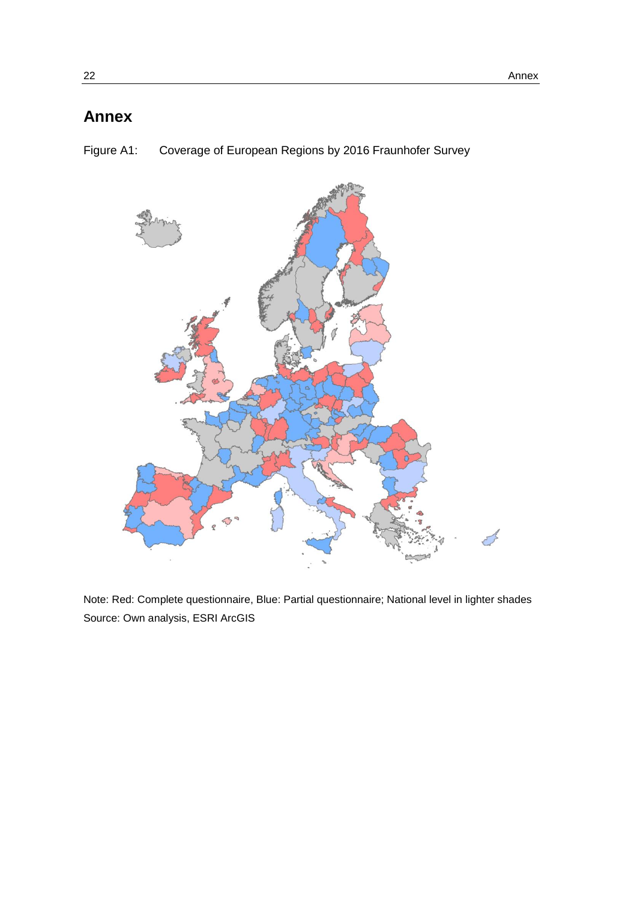# Annex

Figure A1: Coverage of European Regions by 2016 Fraunhofer Survey

Note: Red: Complete questionnaire, Blue: Partial questionnaire; National level in lighter shades

Source: Own analysis, ESRI ArcGIS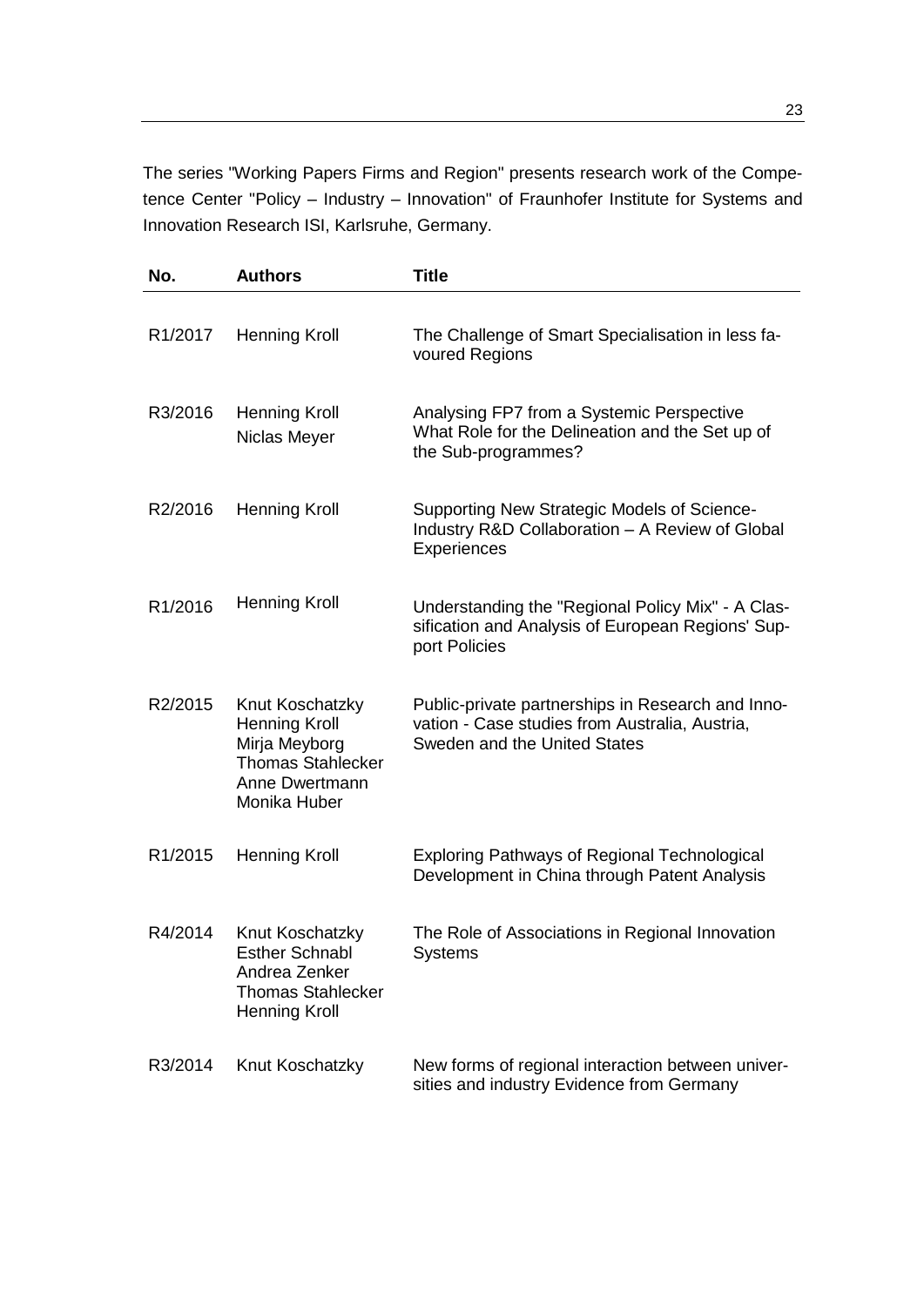The series "Working Papers Firms and Region" presents research work of the Competence Center "Policy – Industry – Innovation" of Fraunhofer Institute for Systems and Innovation Research ISI, Karlsruhe, Germany.

| No. | Authors | Title |
|---|---|---|
| R1/2017 | Henning Kroll | The Challenge of Smart Specialisation in less favoured Regions |
| R3/2016 | Henning Kroll<br>Niclas Meyer | Analysing FP7 from a Systemic Perspective What Role for the Delineation and the Set up of the Sub-programmes? |
| R2/2016 | Henning Kroll | Supporting New Strategic Models of Science-Industry R&D Collaboration – A Review of Global Experiences |
| R1/2016 | Henning Kroll | Understanding the "Regional Policy Mix" - A Classification and Analysis of European Regions' Support Policies |
| R2/2015 | Knut Koschatzky<br>Henning Kroll<br>Mirja Meyborg<br>Thomas Stahlecker<br>Anne Dwertmann<br>Monika Huber | Public-private partnerships in Research and Innovation - Case studies from Australia, Austria, Sweden and the United States |
| R1/2015 | Henning Kroll | Exploring Pathways of Regional Technological Development in China through Patent Analysis |
| R4/2014 | Knut Koschatzky<br>Esther Schnabl<br>Andrea Zenker<br>Thomas Stahlecker<br>Henning Kroll | The Role of Associations in Regional Innovation Systems |
| R3/2014 | Knut Koschatzky | New forms of regional interaction between universities and industry Evidence from Germany |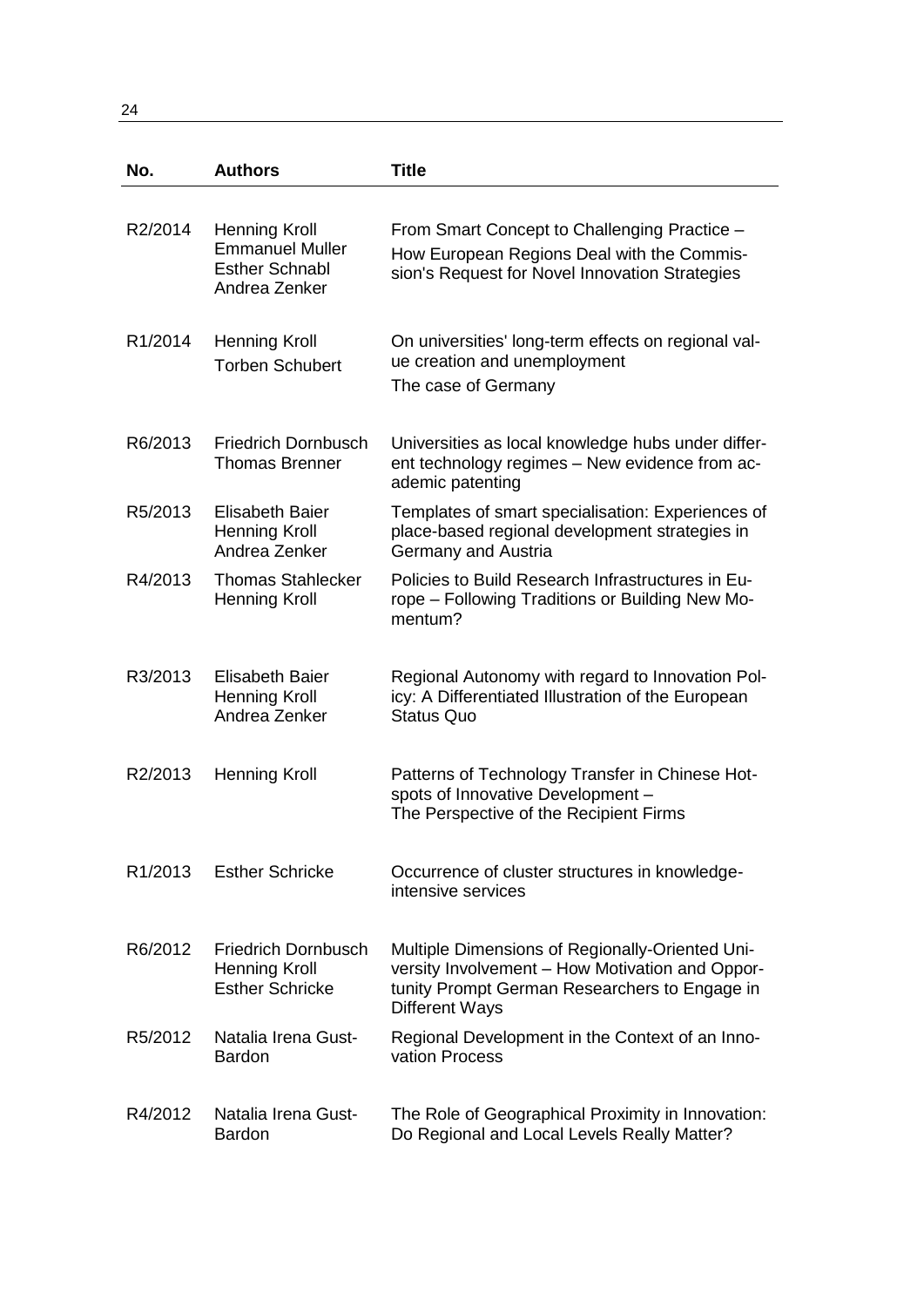| No. | Authors | Title |
| --- | --- | --- |
| R2/2014 | Henning Kroll<br>Emmanuel Muller<br>Esther Schnabl<br>Andrea Zenker | From Smart Concept to Challenging Practice – How European Regions Deal with the Commission's Request for Novel Innovation Strategies |
| R1/2014 | Henning Kroll<br>Torben Schubert | On universities' long-term effects on regional value creation and unemployment<br>The case of Germany |
| R6/2013 | Friedrich Dornbusch<br>Thomas Brenner | Universities as local knowledge hubs under different technology regimes – New evidence from academic patenting |
| R5/2013 | Elisabeth Baier<br>Henning Kroll<br>Andrea Zenker | Templates of smart specialisation: Experiences of place-based regional development strategies in Germany and Austria |
| R4/2013 | Thomas Stahlecker<br>Henning Kroll | Policies to Build Research Infrastructures in Europe – Following Traditions or Building New Momentum? |
| R3/2013 | Elisabeth Baier<br>Henning Kroll<br>Andrea Zenker | Regional Autonomy with regard to Innovation Policy: A Differentiated Illustration of the European Status Quo |
| R2/2013 | Henning Kroll | Patterns of Technology Transfer in Chinese Hotspots of Innovative Development –<br>The Perspective of the Recipient Firms |
| R1/2013 | Esther Schricke | Occurrence of cluster structures in knowledge-intensive services |
| R6/2012 | Friedrich Dornbusch<br>Henning Kroll<br>Esther Schricke | Multiple Dimensions of Regionally-Oriented University Involvement – How Motivation and Opportunity Prompt German Researchers to Engage in Different Ways |
| R5/2012 | Natalia Irena Gust-Bardon | Regional Development in the Context of an Innovation Process |
| R4/2012 | Natalia Irena Gust-Bardon | The Role of Geographical Proximity in Innovation: Do Regional and Local Levels Really Matter? |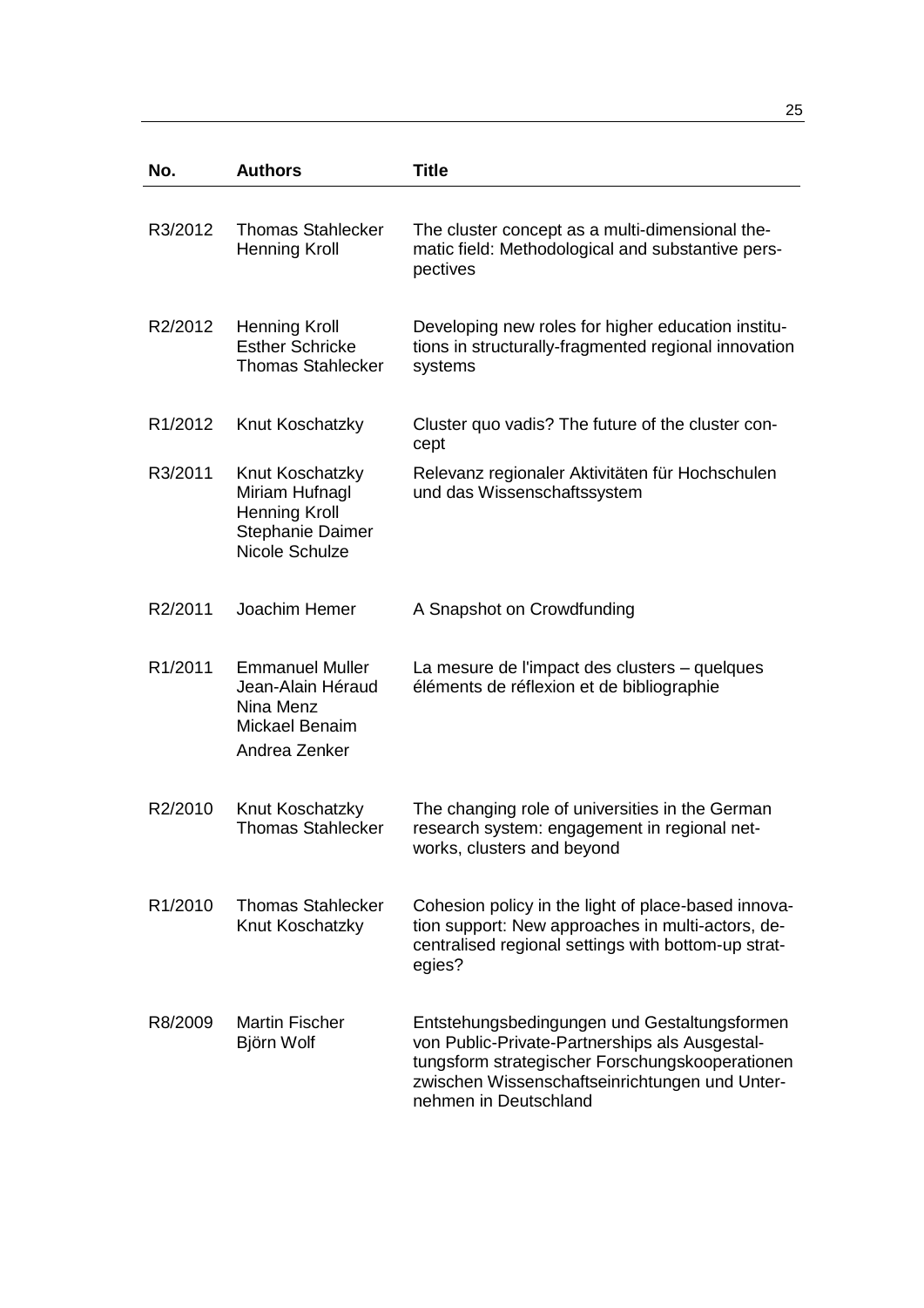| No. | Authors | Title |
|---|---|---|
| R3/2012 | Thomas Stahlecker<br>Henning Kroll | The cluster concept as a multi-dimensional thematic field: Methodological and substantive perspectives |
| R2/2012 | Henning Kroll<br>Esther Schricke<br>Thomas Stahlecker | Developing new roles for higher education institutions in structurally-fragmented regional innovation systems |
| R1/2012 | Knut Koschatzky | Cluster quo vadis? The future of the cluster concept |
| R3/2011 | Knut Koschatzky<br>Miriam Hufnagl<br>Henning Kroll<br>Stephanie Daimer<br>Nicole Schulze | Relevanz regionaler Aktivitäten für Hochschulen und das Wissenschaftssystem |
| R2/2011 | Joachim Hemer | A Snapshot on Crowdfunding |
| R1/2011 | Emmanuel Muller<br>Jean-Alain Héraud<br>Nina Menz<br>Mickael Benaim<br>Andrea Zenker | La mesure de l'impact des clusters – quelques éléments de réflexion et de bibliographie |
| R2/2010 | Knut Koschatzky<br>Thomas Stahlecker | The changing role of universities in the German research system: engagement in regional networks, clusters and beyond |
| R1/2010 | Thomas Stahlecker<br>Knut Koschatzky | Cohesion policy in the light of place-based innovation support: New approaches in multi-actors, decentralised regional settings with bottom-up strategies? |
| R8/2009 | Martin Fischer<br>Björn Wolf | Entstehungsbedingungen und Gestaltungsformen von Public-Private-Partnerships als Ausgestaltungsform strategischer Forschungskooperationen zwischen Wissenschaftseinrichtungen und Unternehmen in Deutschland |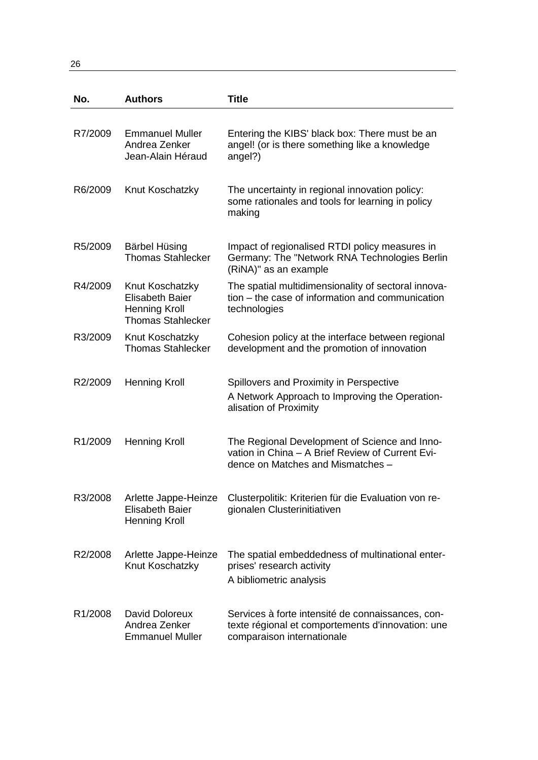| No. | Authors | Title |
|---|---|---|
| R7/2009 | Emmanuel Muller<br>Andrea Zenker<br>Jean-Alain Héraud | Entering the KIBS' black box: There must be an angel! (or is there something like a knowledge angel?) |
| R6/2009 | Knut Koschatzky | The uncertainty in regional innovation policy: some rationales and tools for learning in policy making |
| R5/2009 | Bärbel Hüsing<br>Thomas Stahlecker | Impact of regionalised RTDI policy measures in Germany: The "Network RNA Technologies Berlin (RiNA)" as an example |
| R4/2009 | Knut Koschatzky<br>Elisabeth Baier<br>Henning Kroll<br>Thomas Stahlecker | The spatial multidimensionality of sectoral innovation – the case of information and communication technologies |
| R3/2009 | Knut Koschatzky<br>Thomas Stahlecker | Cohesion policy at the interface between regional development and the promotion of innovation |
| R2/2009 | Henning Kroll | Spillovers and Proximity in Perspective<br>A Network Approach to Improving the Operationalisation of Proximity |
| R1/2009 | Henning Kroll | The Regional Development of Science and Innovation in China – A Brief Review of Current Evidence on Matches and Mismatches – |
| R3/2008 | Arlette Jappe-Heinze<br>Elisabeth Baier<br>Henning Kroll | Clusterpolitik: Kriterien für die Evaluation von regionalen Clusterinitiativen |
| R2/2008 | Arlette Jappe-Heinze<br>Knut Koschatzky | The spatial embeddedness of multinational enterprises' research activity<br>A bibliometric analysis |
| R1/2008 | David Doloreux<br>Andrea Zenker<br>Emmanuel Muller | Services à forte intensité de connaissances, contexte régional et comportements d'innovation: une comparaison internationale |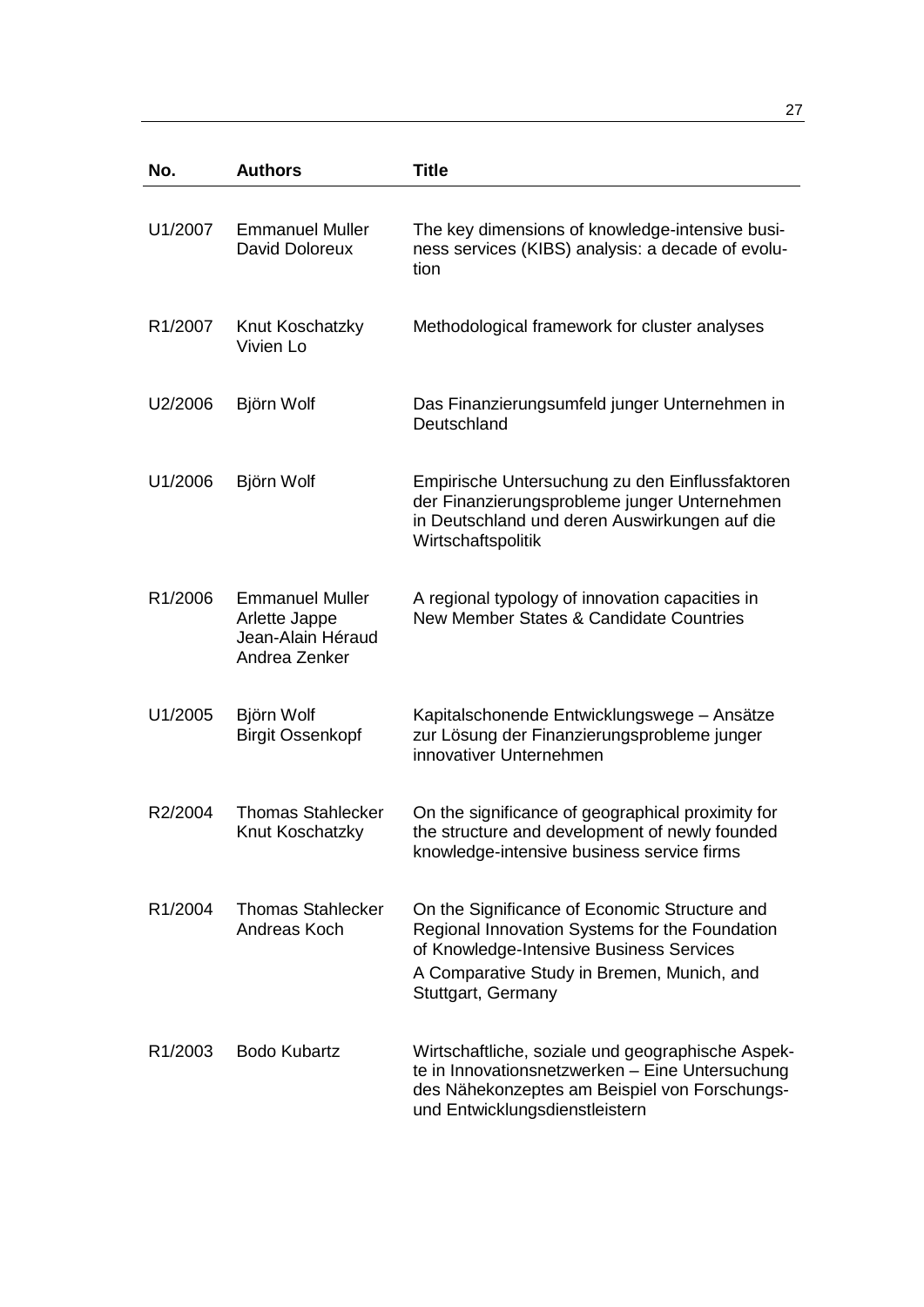| No. | Authors | Title |
|---|---|---|
| U1/2007 | Emmanuel Muller<br>David Doloreux | The key dimensions of knowledge-intensive business services (KIBS) analysis: a decade of evolution |
| R1/2007 | Knut Koschatzky<br>Vivien Lo | Methodological framework for cluster analyses |
| U2/2006 | Björn Wolf | Das Finanzierungsumfeld junger Unternehmen in Deutschland |
| U1/2006 | Björn Wolf | Empirische Untersuchung zu den Einflussfaktoren der Finanzierungsprobleme junger Unternehmen in Deutschland und deren Auswirkungen auf die Wirtschaftspolitik |
| R1/2006 | Emmanuel Muller<br>Arlette Jappe<br>Jean-Alain Héraud<br>Andrea Zenker | A regional typology of innovation capacities in New Member States & Candidate Countries |
| U1/2005 | Björn Wolf<br>Birgit Ossenkopf | Kapitalschonende Entwicklungswege – Ansätze zur Lösung der Finanzierungsprobleme junger innovativer Unternehmen |
| R2/2004 | Thomas Stahlecker<br>Knut Koschatzky | On the significance of geographical proximity for the structure and development of newly founded knowledge-intensive business service firms |
| R1/2004 | Thomas Stahlecker<br>Andreas Koch | On the Significance of Economic Structure and Regional Innovation Systems for the Foundation of Knowledge-Intensive Business Services<br>A Comparative Study in Bremen, Munich, and Stuttgart, Germany |
| R1/2003 | Bodo Kubartz | Wirtschaftliche, soziale und geographische Aspekte in Innovationsnetzwerken – Eine Untersuchung des Nähekonzeptes am Beispiel von Forschungs- und Entwicklungsdienstleistern |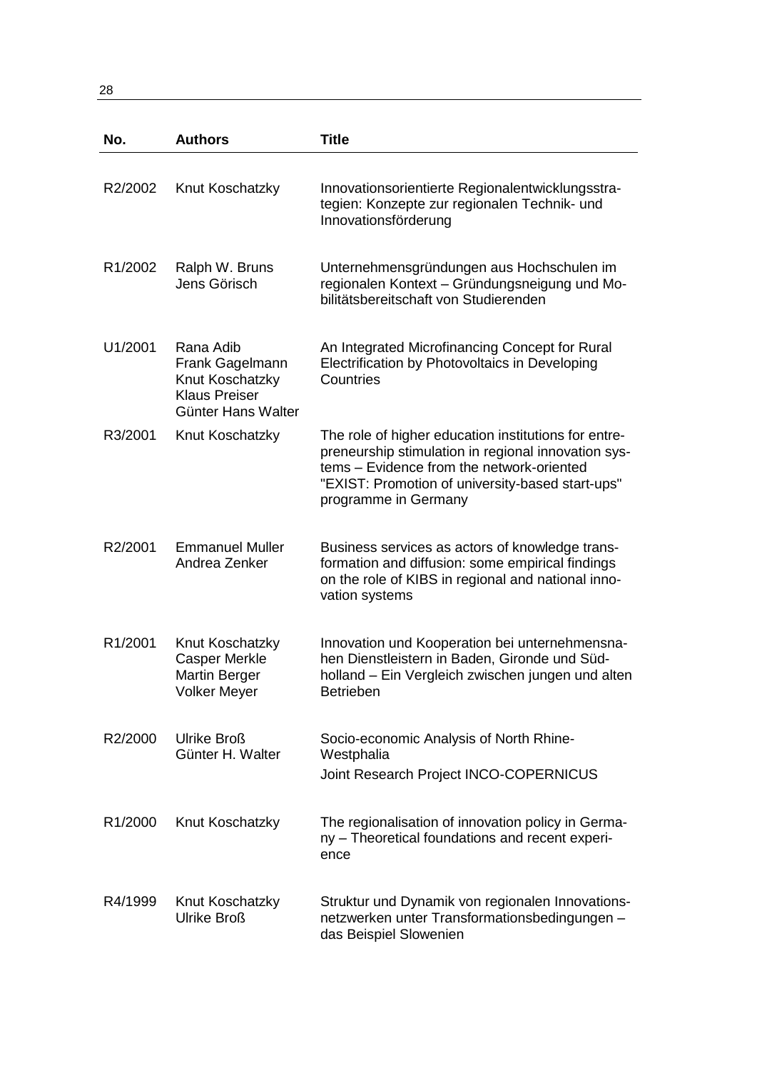| No. | Authors | Title |
| --- | --- | --- |
| R2/2002 | Knut Koschatzky | Innovationsorientierte Regionalentwicklungsstrategien: Konzepte zur regionalen Technik- und Innovationsförderung |
| R1/2002 | Ralph W. Bruns<br>Jens Görisch | Unternehmensgründungen aus Hochschulen im regionalen Kontext – Gründungsneigung und Mobilitätsbereitschaft von Studierenden |
| U1/2001 | Rana Adib<br>Frank Gagelmann<br>Knut Koschatzky<br>Klaus Preiser<br>Günter Hans Walter | An Integrated Microfinancing Concept for Rural Electrification by Photovoltaics in Developing Countries |
| R3/2001 | Knut Koschatzky | The role of higher education institutions for entrepreneurship stimulation in regional innovation systems – Evidence from the network-oriented "EXIST: Promotion of university-based start-ups" programme in Germany |
| R2/2001 | Emmanuel Muller<br>Andrea Zenker | Business services as actors of knowledge transformation and diffusion: some empirical findings on the role of KIBS in regional and national innovation systems |
| R1/2001 | Knut Koschatzky<br>Casper Merkle<br>Martin Berger<br>Volker Meyer | Innovation und Kooperation bei unternehmensnahen Dienstleistern in Baden, Gironde und Südholland – Ein Vergleich zwischen jungen und alten Betrieben |
| R2/2000 | Ulrike Broß<br>Günter H. Walter | Socio-economic Analysis of North Rhine-Westphalia<br>Joint Research Project INCO-COPERNICUS |
| R1/2000 | Knut Koschatzky | The regionalisation of innovation policy in Germany – Theoretical foundations and recent experience |
| R4/1999 | Knut Koschatzky<br>Ulrike Broß | Struktur und Dynamik von regionalen Innovationsnetzwerken unter Transformationsbedingungen – das Beispiel Slowenien |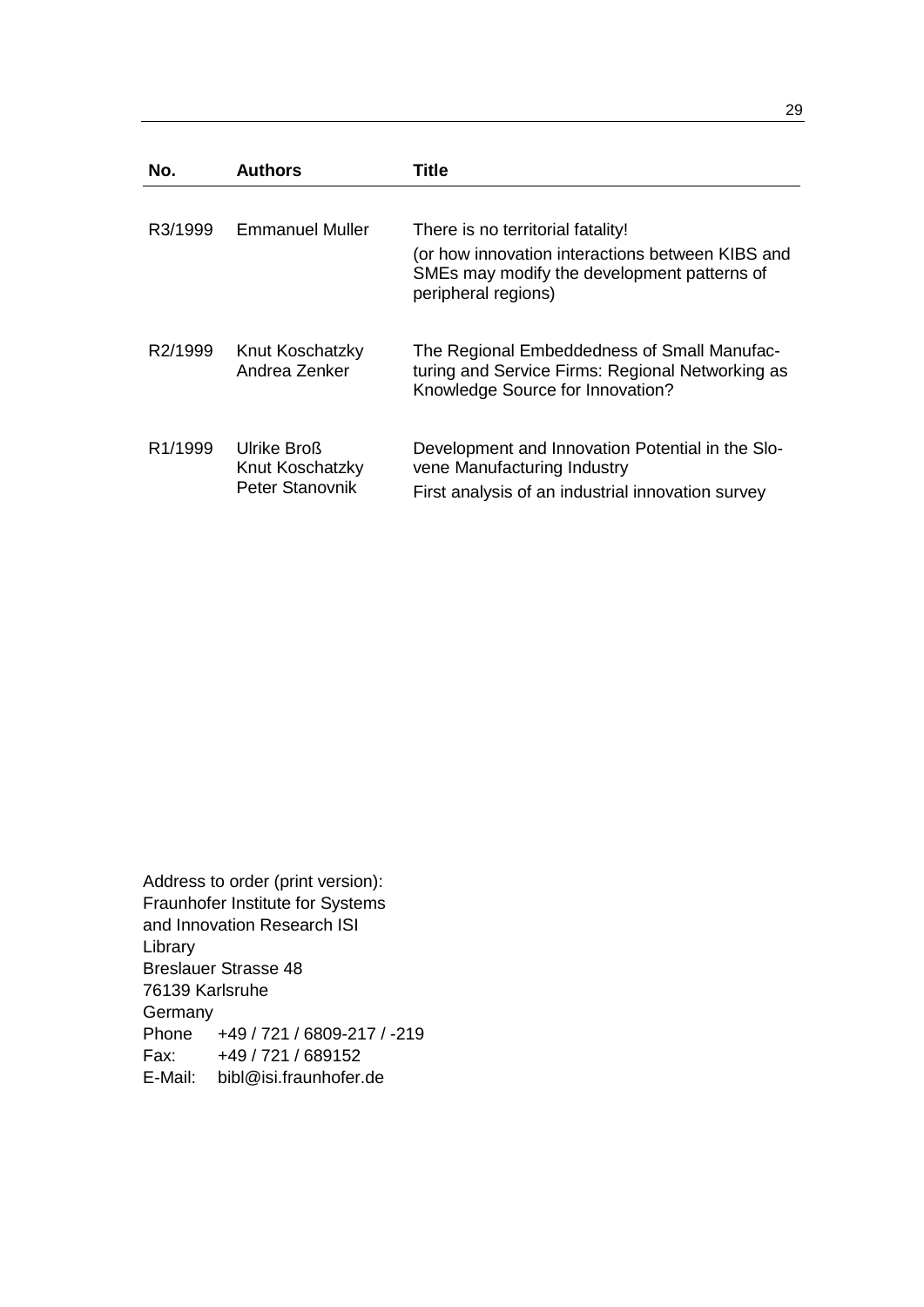| No. | Authors | Title |
|---|---|---|
| R3/1999 | Emmanuel Muller | There is no territorial fatality! (or how innovation interactions between KIBS and SMEs may modify the development patterns of peripheral regions) |
| R2/1999 | Knut Koschatzky, Andrea Zenker | The Regional Embeddedness of Small Manufacturing and Service Firms: Regional Networking as Knowledge Source for Innovation? |
| R1/1999 | Ulrike Broß, Knut Koschatzky, Peter Stanovnik | Development and Innovation Potential in the Slovene Manufacturing Industry. First analysis of an industrial innovation survey |

Address to order (print version):
Fraunhofer Institute for Systems
and Innovation Research ISI
Library
Breslauer Strasse 48
76139 Karlsruhe
Germany
Phone +49 / 721 / 6809-217 / -219
Fax: +49 / 721 / 689152
E-Mail: bibl@isi.fraunhofer.de